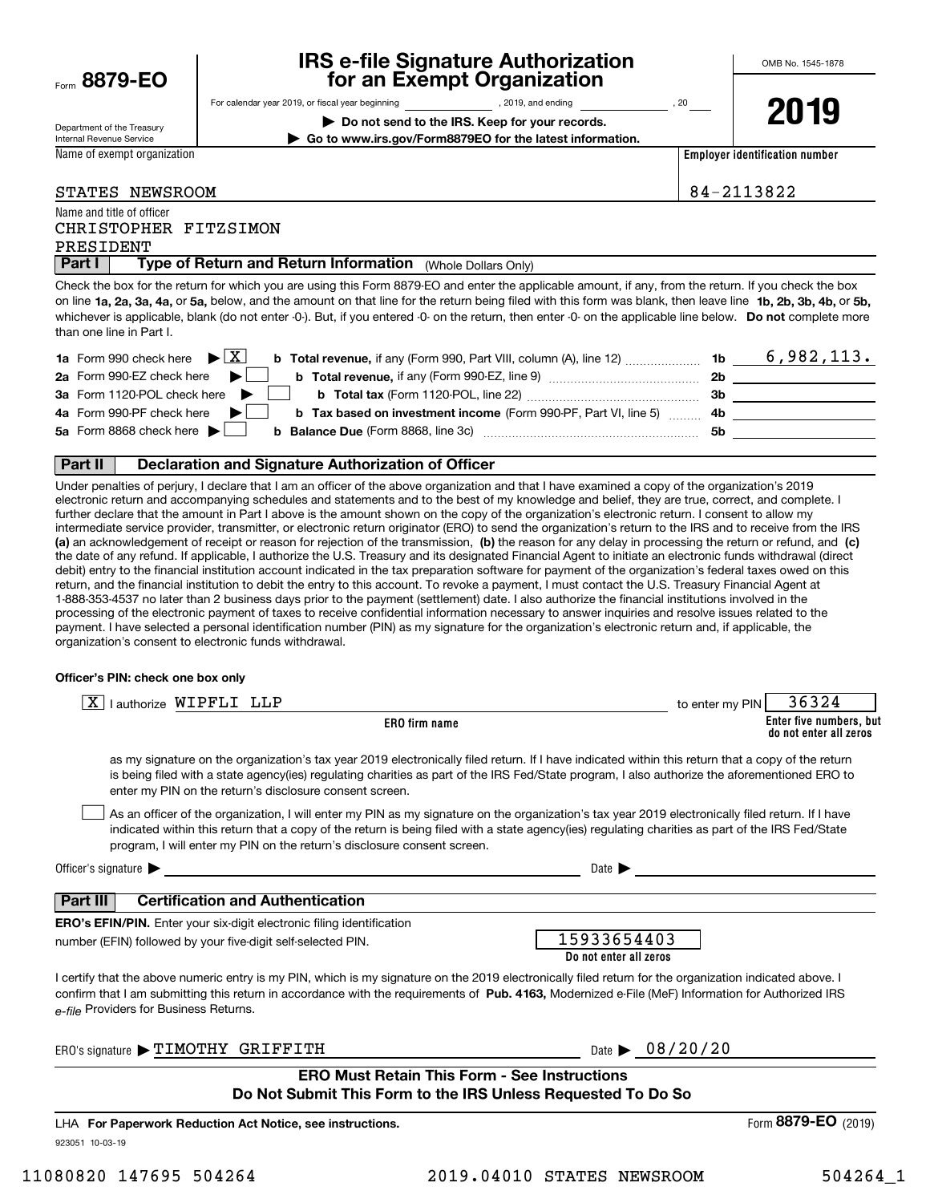Form **8879-EO**

Department of the Treasury
Internal Revenue Service

# IRS e-file Signature Authorization for an Exempt Organization

For calendar year 2019, or fiscal year beginning ______________, 2019, and ending ______________, 20____

▶ **Do not send to the IRS. Keep for your records.**

▶ **Go to www.irs.gov/Form8879EO for the latest information.**

OMB No. 1545-1878

**2019**

| Name of exempt organization | Employer identification number |
|---|---|
| STATES NEWSROOM | 84-2113822 |

Name and title of officer
CHRISTOPHER FITZSIMON
PRESIDENT

## Part I — Type of Return and Return Information (Whole Dollars Only)

Check the box for the return for which you are using this Form 8879-EO and enter the applicable amount, if any, from the return. If you check the box on line **1a, 2a, 3a, 4a,** or **5a,** below, and the amount on that line for the return being filed with this form was blank, then leave line **1b, 2b, 3b, 4b,** or **5b,** whichever is applicable, blank (do not enter -0-). But, if you entered -0- on the return, then enter -0- on the applicable line below. **Do not** complete more than one line in Part I.

| | | | |
|---|---|---|---|
| **1a** Form 990 check here ▶ [X] | **b Total revenue,** if any (Form 990, Part VIII, column (A), line 12) | **1b** | 6,982,113. |
| **2a** Form 990-EZ check here ▶ [ ] | **b Total revenue,** if any (Form 990-EZ, line 9) | **2b** | |
| **3a** Form 1120-POL check here ▶ [ ] | **b Total tax** (Form 1120-POL, line 22) | **3b** | |
| **4a** Form 990-PF check here ▶ [ ] | **b Tax based on investment income** (Form 990-PF, Part VI, line 5) | **4b** | |
| **5a** Form 8868 check here ▶ [ ] | **b Balance Due** (Form 8868, line 3c) | **5b** | |

## Part II — Declaration and Signature Authorization of Officer

Under penalties of perjury, I declare that I am an officer of the above organization and that I have examined a copy of the organization's 2019 electronic return and accompanying schedules and statements and to the best of my knowledge and belief, they are true, correct, and complete. I further declare that the amount in Part I above is the amount shown on the copy of the organization's electronic return. I consent to allow my intermediate service provider, transmitter, or electronic return originator (ERO) to send the organization's return to the IRS and to receive from the IRS **(a)** an acknowledgement of receipt or reason for rejection of the transmission, **(b)** the reason for any delay in processing the return or refund, and **(c)** the date of any refund. If applicable, I authorize the U.S. Treasury and its designated Financial Agent to initiate an electronic funds withdrawal (direct debit) entry to the financial institution account indicated in the tax preparation software for payment of the organization's federal taxes owed on this return, and the financial institution to debit the entry to this account. To revoke a payment, I must contact the U.S. Treasury Financial Agent at 1-888-353-4537 no later than 2 business days prior to the payment (settlement) date. I also authorize the financial institutions involved in the processing of the electronic payment of taxes to receive confidential information necessary to answer inquiries and resolve issues related to the payment. I have selected a personal identification number (PIN) as my signature for the organization's electronic return and, if applicable, the organization's consent to electronic funds withdrawal.

**Officer's PIN: check one box only**

[X] I authorize WIPFLI LLP to enter my PIN 36324
**ERO firm name** — **Enter five numbers, but do not enter all zeros**

as my signature on the organization's tax year 2019 electronically filed return. If I have indicated within this return that a copy of the return is being filed with a state agency(ies) regulating charities as part of the IRS Fed/State program, I also authorize the aforementioned ERO to enter my PIN on the return's disclosure consent screen.

[ ] As an officer of the organization, I will enter my PIN as my signature on the organization's tax year 2019 electronically filed return. If I have indicated within this return that a copy of the return is being filed with a state agency(ies) regulating charities as part of the IRS Fed/State program, I will enter my PIN on the return's disclosure consent screen.

Officer's signature ▶ ______________________ Date ▶ ______________

## Part III — Certification and Authentication

**ERO's EFIN/PIN.** Enter your six-digit electronic filing identification number (EFIN) followed by your five-digit self-selected PIN. 15933654403
**Do not enter all zeros**

I certify that the above numeric entry is my PIN, which is my signature on the 2019 electronically filed return for the organization indicated above. I confirm that I am submitting this return in accordance with the requirements of **Pub. 4163,** Modernized e-File (MeF) Information for Authorized IRS *e-file* Providers for Business Returns.

ERO's signature ▶ TIMOTHY GRIFFITH Date ▶ 08/20/20

**ERO Must Retain This Form - See Instructions**
**Do Not Submit This Form to the IRS Unless Requested To Do So**

LHA **For Paperwork Reduction Act Notice, see instructions.** Form **8879-EO** (2019)

923051 10-03-19

11080820 147695 504264 2019.04010 STATES NEWSROOM 504264_1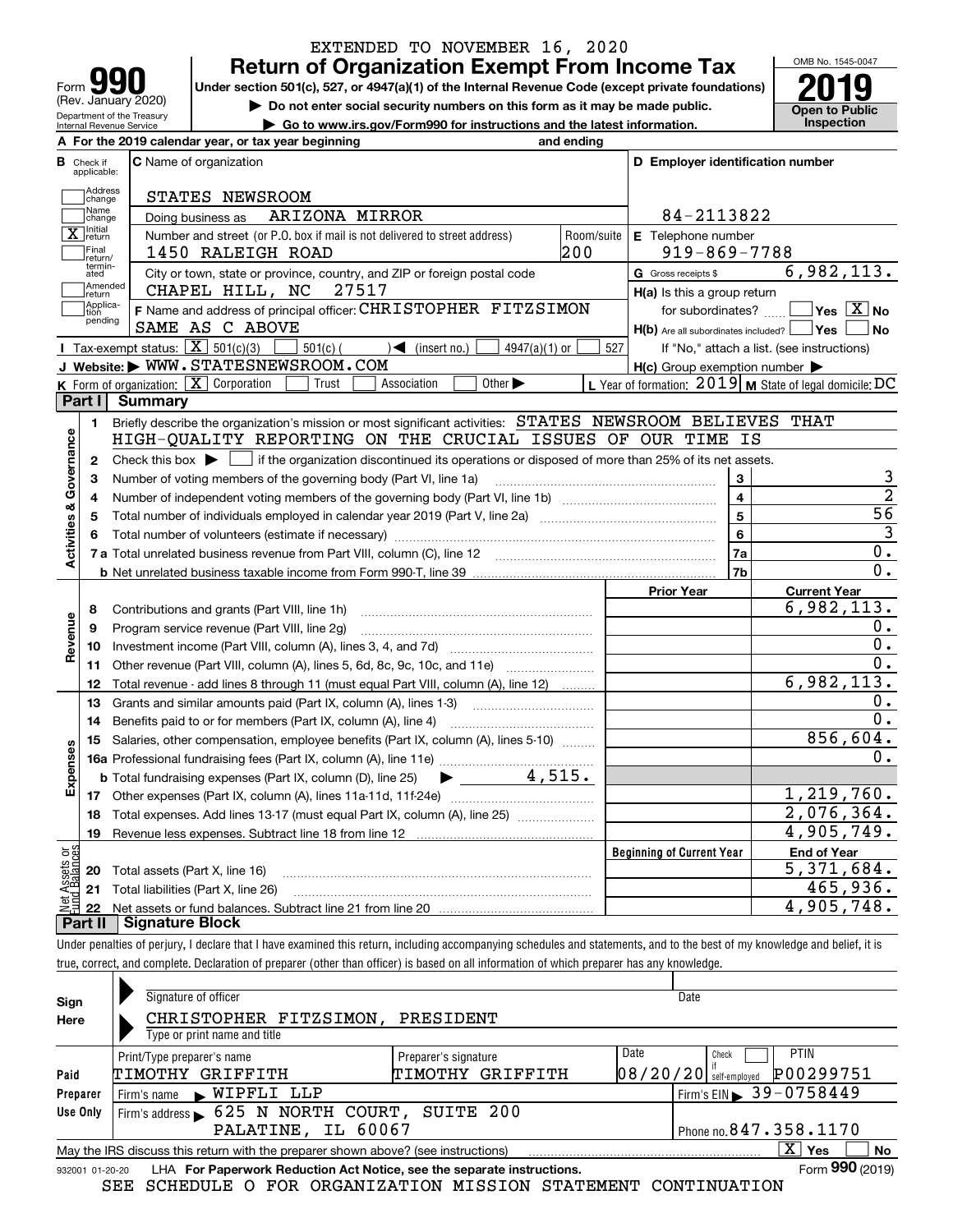EXTENDED TO NOVEMBER 16, 2020

# Form 990 Return of Organization Exempt From Income Tax

(Rev. January 2020)

Department of the Treasury
Internal Revenue Service

Under section 501(c), 527, or 4947(a)(1) of the Internal Revenue Code (except private foundations)

▶ Do not enter social security numbers on this form as it may be made public.

▶ Go to www.irs.gov/Form990 for instructions and the latest information.

OMB No. 1545-0047

**2019**

**Open to Public Inspection**

**A** For the 2019 calendar year, or tax year beginning and ending

**B** Check if applicable:
- Address change
- Name change
- [X] Initial return
- Final return/terminated
- Amended return
- Application pending

**C** Name of organization: STATES NEWSROOM

Doing business as: ARIZONA MIRROR

Number and street (or P.O. box if mail is not delivered to street address): 1450 RALEIGH ROAD — Room/suite: 200

City or town, state or province, country, and ZIP or foreign postal code: CHAPEL HILL, NC 27517

**D** Employer identification number: 84-2113822

**E** Telephone number: 919-869-7788

**G** Gross receipts $ 6,982,113.

**F** Name and address of principal officer: CHRISTOPHER FITZSIMON, SAME AS C ABOVE

**H(a)** Is this a group return for subordinates? Yes [ ] No [X]

**H(b)** Are all subordinates included? Yes [ ] No [ ]
If "No," attach a list. (see instructions)

**H(c)** Group exemption number ▶

**I** Tax-exempt status: [X] 501(c)(3) [ ] 501(c) ( ) ◀ (insert no.) [ ] 4947(a)(1) or [ ] 527

**J** Website: ▶ WWW.STATESNEWSROOM.COM

**K** Form of organization: [X] Corporation [ ] Trust [ ] Association [ ] Other ▶

**L** Year of formation: 2019 **M** State of legal domicile: DC

## Part I Summary

**Activities & Governance**

1 Briefly describe the organization's mission or most significant activities: STATES NEWSROOM BELIEVES THAT HIGH-QUALITY REPORTING ON THE CRUCIAL ISSUES OF OUR TIME IS

2 Check this box ▶ [ ] if the organization discontinued its operations or disposed of more than 25% of its net assets.

| | | | |
|---|---|---|---|
| 3 | Number of voting members of the governing body (Part VI, line 1a) | 3 | 3 |
| 4 | Number of independent voting members of the governing body (Part VI, line 1b) | 4 | 2 |
| 5 | Total number of individuals employed in calendar year 2019 (Part V, line 2a) | 5 | 56 |
| 6 | Total number of volunteers (estimate if necessary) | 6 | 3 |
| 7a | Total unrelated business revenue from Part VIII, column (C), line 12 | 7a | 0. |
| b | Net unrelated business taxable income from Form 990-T, line 39 | 7b | 0. |

| | | Prior Year | Current Year |
|---|---|---|---|
| **Revenue** | | | |
| 8 | Contributions and grants (Part VIII, line 1h) | | 6,982,113. |
| 9 | Program service revenue (Part VIII, line 2g) | | 0. |
| 10 | Investment income (Part VIII, column (A), lines 3, 4, and 7d) | | 0. |
| 11 | Other revenue (Part VIII, column (A), lines 5, 6d, 8c, 9c, 10c, and 11e) | | 0. |
| 12 | Total revenue - add lines 8 through 11 (must equal Part VIII, column (A), line 12) | | 6,982,113. |
| **Expenses** | | | |
| 13 | Grants and similar amounts paid (Part IX, column (A), lines 1-3) | | 0. |
| 14 | Benefits paid to or for members (Part IX, column (A), line 4) | | 0. |
| 15 | Salaries, other compensation, employee benefits (Part IX, column (A), lines 5-10) | | 856,604. |
| 16a | Professional fundraising fees (Part IX, column (A), line 11e) | | 0. |
| b | Total fundraising expenses (Part IX, column (D), line 25) ▶ 4,515. | | |
| 17 | Other expenses (Part IX, column (A), lines 11a-11d, 11f-24e) | | 1,219,760. |
| 18 | Total expenses. Add lines 13-17 (must equal Part IX, column (A), line 25) | | 2,076,364. |
| 19 | Revenue less expenses. Subtract line 18 from line 12 | | 4,905,749. |

| **Net Assets or Fund Balances** | | Beginning of Current Year | End of Year |
|---|---|---|---|
| 20 | Total assets (Part X, line 16) | | 5,371,684. |
| 21 | Total liabilities (Part X, line 26) | | 465,936. |
| 22 | Net assets or fund balances. Subtract line 21 from line 20 | | 4,905,748. |

## Part II Signature Block

Under penalties of perjury, I declare that I have examined this return, including accompanying schedules and statements, and to the best of my knowledge and belief, it is true, correct, and complete. Declaration of preparer (other than officer) is based on all information of which preparer has any knowledge.

**Sign Here**

Signature of officer — Date

CHRISTOPHER FITZSIMON, PRESIDENT
Type or print name and title

| Paid Preparer Use Only | | | | |
|---|---|---|---|---|
| Print/Type preparer's name: TIMOTHY GRIFFITH | Preparer's signature: TIMOTHY GRIFFITH | Date: 08/20/20 | Check [ ] if self-employed | PTIN: P00299751 |
| Firm's name ▶ WIPFLI LLP | | | Firm's EIN ▶ 39-0758449 | |
| Firm's address ▶ 625 N NORTH COURT, SUITE 200, PALATINE, IL 60067 | | | Phone no. 847.358.1170 | |

May the IRS discuss this return with the preparer shown above? (see instructions) [X] Yes [ ] No

932001 01-20-20 LHA For Paperwork Reduction Act Notice, see the separate instructions. Form **990** (2019)

SEE SCHEDULE O FOR ORGANIZATION MISSION STATEMENT CONTINUATION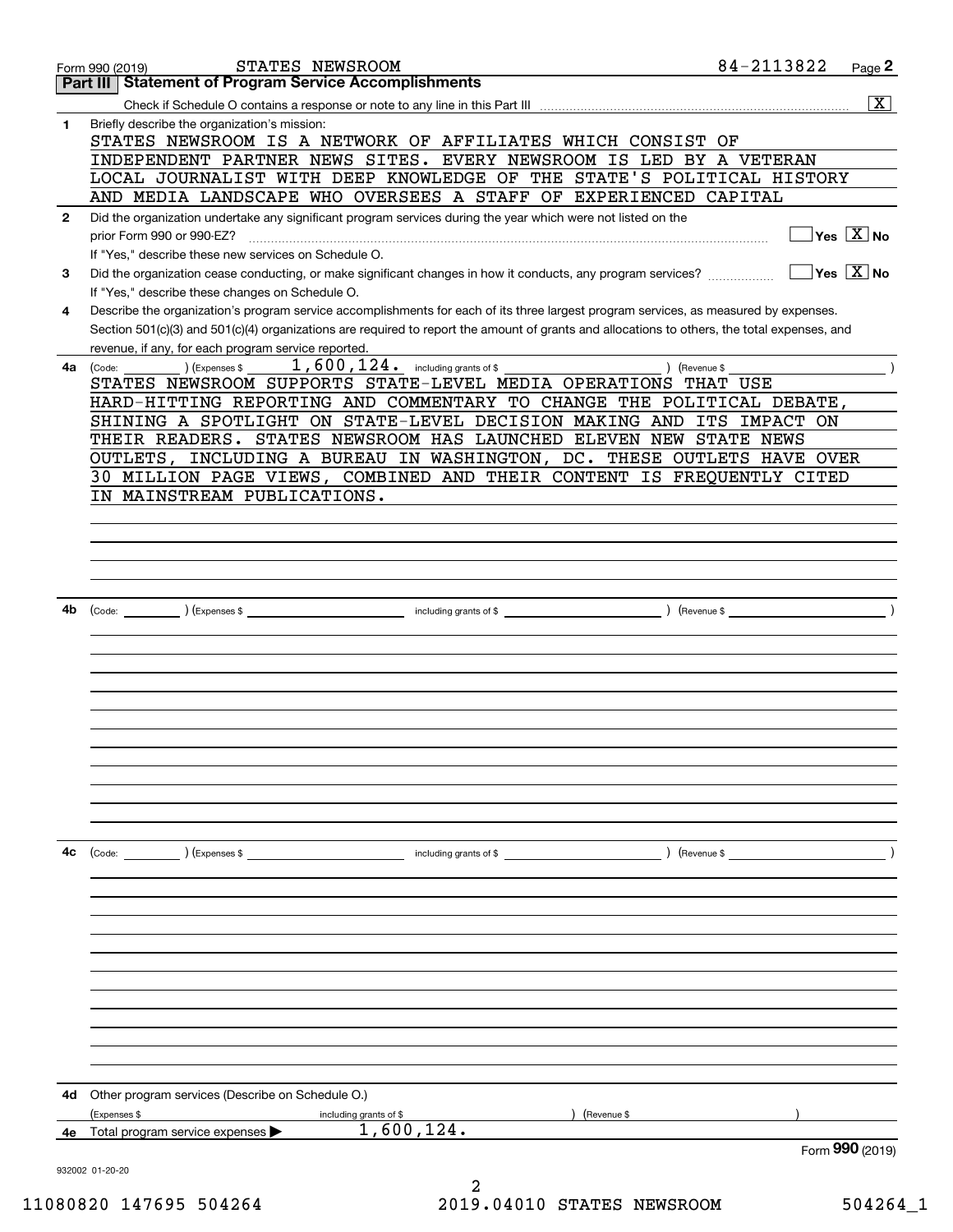Form 990 (2019) STATES NEWSROOM 84-2113822

## Part III Statement of Program Service Accomplishments

Check if Schedule O contains a response or note to any line in this Part III .......... [X]

**1** Briefly describe the organization's mission:

STATES NEWSROOM IS A NETWORK OF AFFILIATES WHICH CONSIST OF INDEPENDENT PARTNER NEWS SITES. EVERY NEWSROOM IS LED BY A VETERAN LOCAL JOURNALIST WITH DEEP KNOWLEDGE OF THE STATE'S POLITICAL HISTORY AND MEDIA LANDSCAPE WHO OVERSEES A STAFF OF EXPERIENCED CAPITAL

**2** Did the organization undertake any significant program services during the year which were not listed on the prior Form 990 or 990-EZ? .......... [ ] Yes [X] No

If "Yes," describe these new services on Schedule O.

**3** Did the organization cease conducting, or make significant changes in how it conducts, any program services? .......... [ ] Yes [X] No

If "Yes," describe these changes on Schedule O.

**4** Describe the organization's program service accomplishments for each of its three largest program services, as measured by expenses. Section 501(c)(3) and 501(c)(4) organizations are required to report the amount of grants and allocations to others, the total expenses, and revenue, if any, for each program service reported.

**4a** (Code: ) (Expenses $ 1,600,124. including grants of $ ) (Revenue $ )

STATES NEWSROOM SUPPORTS STATE-LEVEL MEDIA OPERATIONS THAT USE HARD-HITTING REPORTING AND COMMENTARY TO CHANGE THE POLITICAL DEBATE, SHINING A SPOTLIGHT ON STATE-LEVEL DECISION MAKING AND ITS IMPACT ON THEIR READERS. STATES NEWSROOM HAS LAUNCHED ELEVEN NEW STATE NEWS OUTLETS, INCLUDING A BUREAU IN WASHINGTON, DC. THESE OUTLETS HAVE OVER 30 MILLION PAGE VIEWS, COMBINED AND THEIR CONTENT IS FREQUENTLY CITED IN MAINSTREAM PUBLICATIONS.

**4b** (Code: ) (Expenses $ including grants of $ ) (Revenue $ )

**4c** (Code: ) (Expenses $ including grants of $ ) (Revenue $ )

**4d** Other program services (Describe on Schedule O.)

(Expenses $ including grants of $ ) (Revenue $ )

**4e** Total program service expenses ▶ 1,600,124.

Form **990** (2019)

932002 01-20-20

11080820 147695 504264 2019.04010 STATES NEWSROOM 504264_1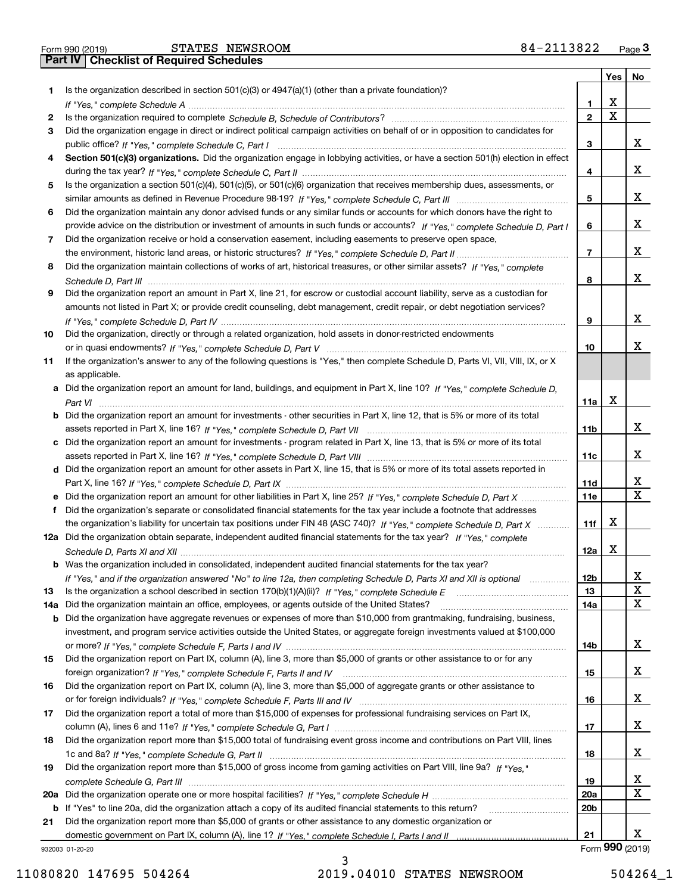Form 990 (2019) STATES NEWSROOM 84-2113822

## Part IV Checklist of Required Schedules

| | | | Yes | No |
|---|---|---|---|---|
| 1 | Is the organization described in section 501(c)(3) or 4947(a)(1) (other than a private foundation)? *If "Yes," complete Schedule A* | 1 | X | |
| 2 | Is the organization required to complete *Schedule B, Schedule of Contributors*? | 2 | X | |
| 3 | Did the organization engage in direct or indirect political campaign activities on behalf of or in opposition to candidates for public office? *If "Yes," complete Schedule C, Part I* | 3 | | X |
| 4 | **Section 501(c)(3) organizations.** Did the organization engage in lobbying activities, or have a section 501(h) election in effect during the tax year? *If "Yes," complete Schedule C, Part II* | 4 | | X |
| 5 | Is the organization a section 501(c)(4), 501(c)(5), or 501(c)(6) organization that receives membership dues, assessments, or similar amounts as defined in Revenue Procedure 98-19? *If "Yes," complete Schedule C, Part III* | 5 | | X |
| 6 | Did the organization maintain any donor advised funds or any similar funds or accounts for which donors have the right to provide advice on the distribution or investment of amounts in such funds or accounts? *If "Yes," complete Schedule D, Part I* | 6 | | X |
| 7 | Did the organization receive or hold a conservation easement, including easements to preserve open space, the environment, historic land areas, or historic structures? *If "Yes," complete Schedule D, Part II* | 7 | | X |
| 8 | Did the organization maintain collections of works of art, historical treasures, or other similar assets? *If "Yes," complete Schedule D, Part III* | 8 | | X |
| 9 | Did the organization report an amount in Part X, line 21, for escrow or custodial account liability, serve as a custodian for amounts not listed in Part X; or provide credit counseling, debt management, credit repair, or debt negotiation services? *If "Yes," complete Schedule D, Part IV* | 9 | | X |
| 10 | Did the organization, directly or through a related organization, hold assets in donor-restricted endowments or in quasi endowments? *If "Yes," complete Schedule D, Part V* | 10 | | X |
| 11 | If the organization's answer to any of the following questions is "Yes," then complete Schedule D, Parts VI, VII, VIII, IX, or X as applicable. | | | |
| a | Did the organization report an amount for land, buildings, and equipment in Part X, line 10? *If "Yes," complete Schedule D, Part VI* | 11a | X | |
| b | Did the organization report an amount for investments - other securities in Part X, line 12, that is 5% or more of its total assets reported in Part X, line 16? *If "Yes," complete Schedule D, Part VII* | 11b | | X |
| c | Did the organization report an amount for investments - program related in Part X, line 13, that is 5% or more of its total assets reported in Part X, line 16? *If "Yes," complete Schedule D, Part VIII* | 11c | | X |
| d | Did the organization report an amount for other assets in Part X, line 15, that is 5% or more of its total assets reported in Part X, line 16? *If "Yes," complete Schedule D, Part IX* | 11d | | X |
| e | Did the organization report an amount for other liabilities in Part X, line 25? *If "Yes," complete Schedule D, Part X* | 11e | | X |
| f | Did the organization's separate or consolidated financial statements for the tax year include a footnote that addresses the organization's liability for uncertain tax positions under FIN 48 (ASC 740)? *If "Yes," complete Schedule D, Part X* | 11f | X | |
| 12a | Did the organization obtain separate, independent audited financial statements for the tax year? *If "Yes," complete Schedule D, Parts XI and XII* | 12a | X | |
| b | Was the organization included in consolidated, independent audited financial statements for the tax year? *If "Yes," and if the organization answered "No" to line 12a, then completing Schedule D, Parts XI and XII is optional* | 12b | | X |
| 13 | Is the organization a school described in section 170(b)(1)(A)(ii)? *If "Yes," complete Schedule E* | 13 | | X |
| 14a | Did the organization maintain an office, employees, or agents outside of the United States? | 14a | | X |
| b | Did the organization have aggregate revenues or expenses of more than $10,000 from grantmaking, fundraising, business, investment, and program service activities outside the United States, or aggregate foreign investments valued at $100,000 or more? *If "Yes," complete Schedule F, Parts I and IV* | 14b | | X |
| 15 | Did the organization report on Part IX, column (A), line 3, more than $5,000 of grants or other assistance to or for any foreign organization? *If "Yes," complete Schedule F, Parts II and IV* | 15 | | X |
| 16 | Did the organization report on Part IX, column (A), line 3, more than $5,000 of aggregate grants or other assistance to or for foreign individuals? *If "Yes," complete Schedule F, Parts III and IV* | 16 | | X |
| 17 | Did the organization report a total of more than $15,000 of expenses for professional fundraising services on Part IX, column (A), lines 6 and 11e? *If "Yes," complete Schedule G, Part I* | 17 | | X |
| 18 | Did the organization report more than $15,000 total of fundraising event gross income and contributions on Part VIII, lines 1c and 8a? *If "Yes," complete Schedule G, Part II* | 18 | | X |
| 19 | Did the organization report more than $15,000 of gross income from gaming activities on Part VIII, line 9a? *If "Yes," complete Schedule G, Part III* | 19 | | X |
| 20a | Did the organization operate one or more hospital facilities? *If "Yes," complete Schedule H* | 20a | | X |
| b | If "Yes" to line 20a, did the organization attach a copy of its audited financial statements to this return? | 20b | | |
| 21 | Did the organization report more than $5,000 of grants or other assistance to any domestic organization or domestic government on Part IX, column (A), line 1? *If "Yes," complete Schedule I, Parts I and II* | 21 | | X |

932003 01-20-20 Form **990** (2019)

11080820 147695 504264 2019.04010 STATES NEWSROOM 504264_1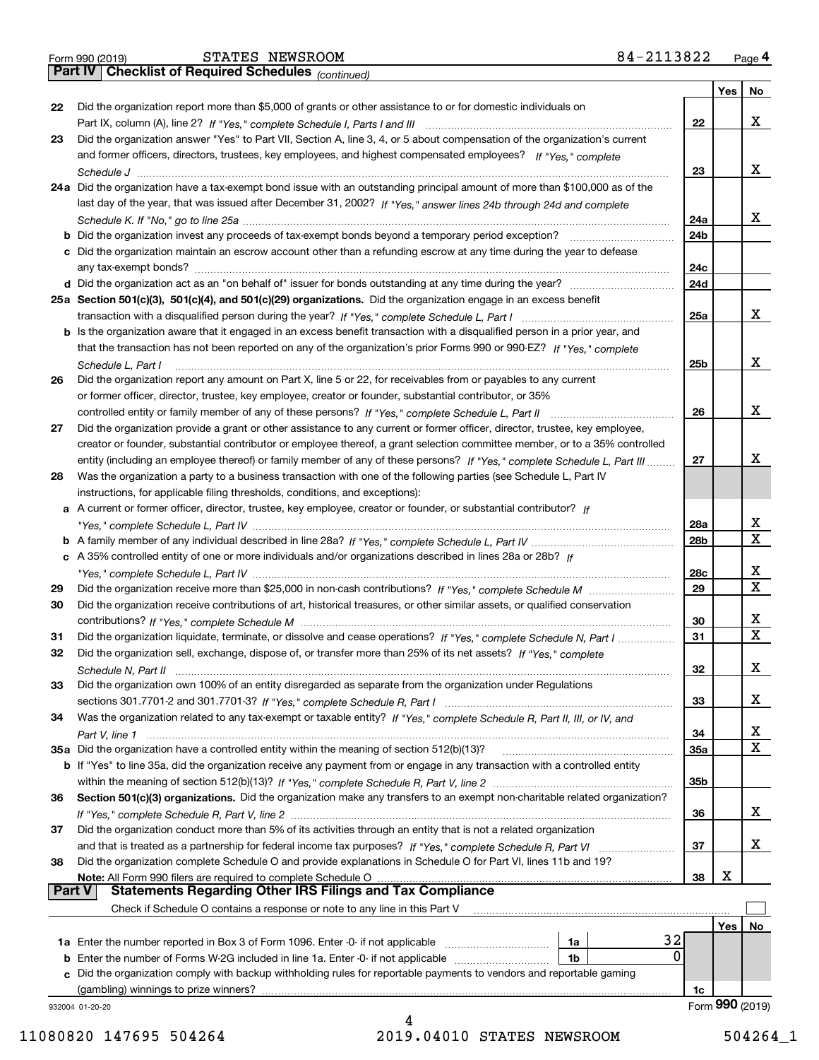Form 990 (2019) STATES NEWSROOM 84-2113822 Page 4

**Part IV Checklist of Required Schedules** *(continued)*

| | | | Yes | No |
|---|---|---|---|---|
| 22 | Did the organization report more than $5,000 of grants or other assistance to or for domestic individuals on Part IX, column (A), line 2? *If "Yes," complete Schedule I, Parts I and III* | 22 | | X |
| 23 | Did the organization answer "Yes" to Part VII, Section A, line 3, 4, or 5 about compensation of the organization's current and former officers, directors, trustees, key employees, and highest compensated employees? *If "Yes," complete Schedule J* | 23 | | X |
| 24a | Did the organization have a tax-exempt bond issue with an outstanding principal amount of more than $100,000 as of the last day of the year, that was issued after December 31, 2002? *If "Yes," answer lines 24b through 24d and complete Schedule K. If "No," go to line 25a* | 24a | | X |
| b | Did the organization invest any proceeds of tax-exempt bonds beyond a temporary period exception? | 24b | | |
| c | Did the organization maintain an escrow account other than a refunding escrow at any time during the year to defease any tax-exempt bonds? | 24c | | |
| d | Did the organization act as an "on behalf of" issuer for bonds outstanding at any time during the year? | 24d | | |
| 25a | **Section 501(c)(3), 501(c)(4), and 501(c)(29) organizations.** Did the organization engage in an excess benefit transaction with a disqualified person during the year? *If "Yes," complete Schedule L, Part I* | 25a | | X |
| b | Is the organization aware that it engaged in an excess benefit transaction with a disqualified person in a prior year, and that the transaction has not been reported on any of the organization's prior Forms 990 or 990-EZ? *If "Yes," complete Schedule L, Part I* | 25b | | X |
| 26 | Did the organization report any amount on Part X, line 5 or 22, for receivables from or payables to any current or former officer, director, trustee, key employee, creator or founder, substantial contributor, or 35% controlled entity or family member of any of these persons? *If "Yes," complete Schedule L, Part II* | 26 | | X |
| 27 | Did the organization provide a grant or other assistance to any current or former officer, director, trustee, key employee, creator or founder, substantial contributor or employee thereof, a grant selection committee member, or to a 35% controlled entity (including an employee thereof) or family member of any of these persons? *If "Yes," complete Schedule L, Part III* | 27 | | X |
| 28 | Was the organization a party to a business transaction with one of the following parties (see Schedule L, Part IV instructions, for applicable filing thresholds, conditions, and exceptions): | | | |
| a | A current or former officer, director, trustee, key employee, creator or founder, or substantial contributor? *If "Yes," complete Schedule L, Part IV* | 28a | | X |
| b | A family member of any individual described in line 28a? *If "Yes," complete Schedule L, Part IV* | 28b | | X |
| c | A 35% controlled entity of one or more individuals and/or organizations described in lines 28a or 28b? *If "Yes," complete Schedule L, Part IV* | 28c | | X |
| 29 | Did the organization receive more than $25,000 in non-cash contributions? *If "Yes," complete Schedule M* | 29 | | X |
| 30 | Did the organization receive contributions of art, historical treasures, or other similar assets, or qualified conservation contributions? *If "Yes," complete Schedule M* | 30 | | X |
| 31 | Did the organization liquidate, terminate, or dissolve and cease operations? *If "Yes," complete Schedule N, Part I* | 31 | | X |
| 32 | Did the organization sell, exchange, dispose of, or transfer more than 25% of its net assets? *If "Yes," complete Schedule N, Part II* | 32 | | X |
| 33 | Did the organization own 100% of an entity disregarded as separate from the organization under Regulations sections 301.7701-2 and 301.7701-3? *If "Yes," complete Schedule R, Part I* | 33 | | X |
| 34 | Was the organization related to any tax-exempt or taxable entity? *If "Yes," complete Schedule R, Part II, III, or IV, and Part V, line 1* | 34 | | X |
| 35a | Did the organization have a controlled entity within the meaning of section 512(b)(13)? | 35a | | X |
| b | If "Yes" to line 35a, did the organization receive any payment from or engage in any transaction with a controlled entity within the meaning of section 512(b)(13)? *If "Yes," complete Schedule R, Part V, line 2* | 35b | | |
| 36 | **Section 501(c)(3) organizations.** Did the organization make any transfers to an exempt non-charitable related organization? *If "Yes," complete Schedule R, Part V, line 2* | 36 | | X |
| 37 | Did the organization conduct more than 5% of its activities through an entity that is not a related organization and that is treated as a partnership for federal income tax purposes? *If "Yes," complete Schedule R, Part VI* | 37 | | X |
| 38 | Did the organization complete Schedule O and provide explanations in Schedule O for Part VI, lines 11b and 19? **Note:** All Form 990 filers are required to complete Schedule O | 38 | X | |

**Part V Statements Regarding Other IRS Filings and Tax Compliance**

Check if Schedule O contains a response or note to any line in this Part V ☐

| | | | | | Yes | No |
|---|---|---|---|---|---|---|
| 1a | Enter the number reported in Box 3 of Form 1096. Enter -0- if not applicable | 1a | 32 | | | |
| b | Enter the number of Forms W-2G included in line 1a. Enter -0- if not applicable | 1b | 0 | | | |
| c | Did the organization comply with backup withholding rules for reportable payments to vendors and reportable gaming (gambling) winnings to prize winners? | | | 1c | | |

932004 01-20-20 Form **990** (2019)

11080820 147695 504264 2019.04010 STATES NEWSROOM 504264_1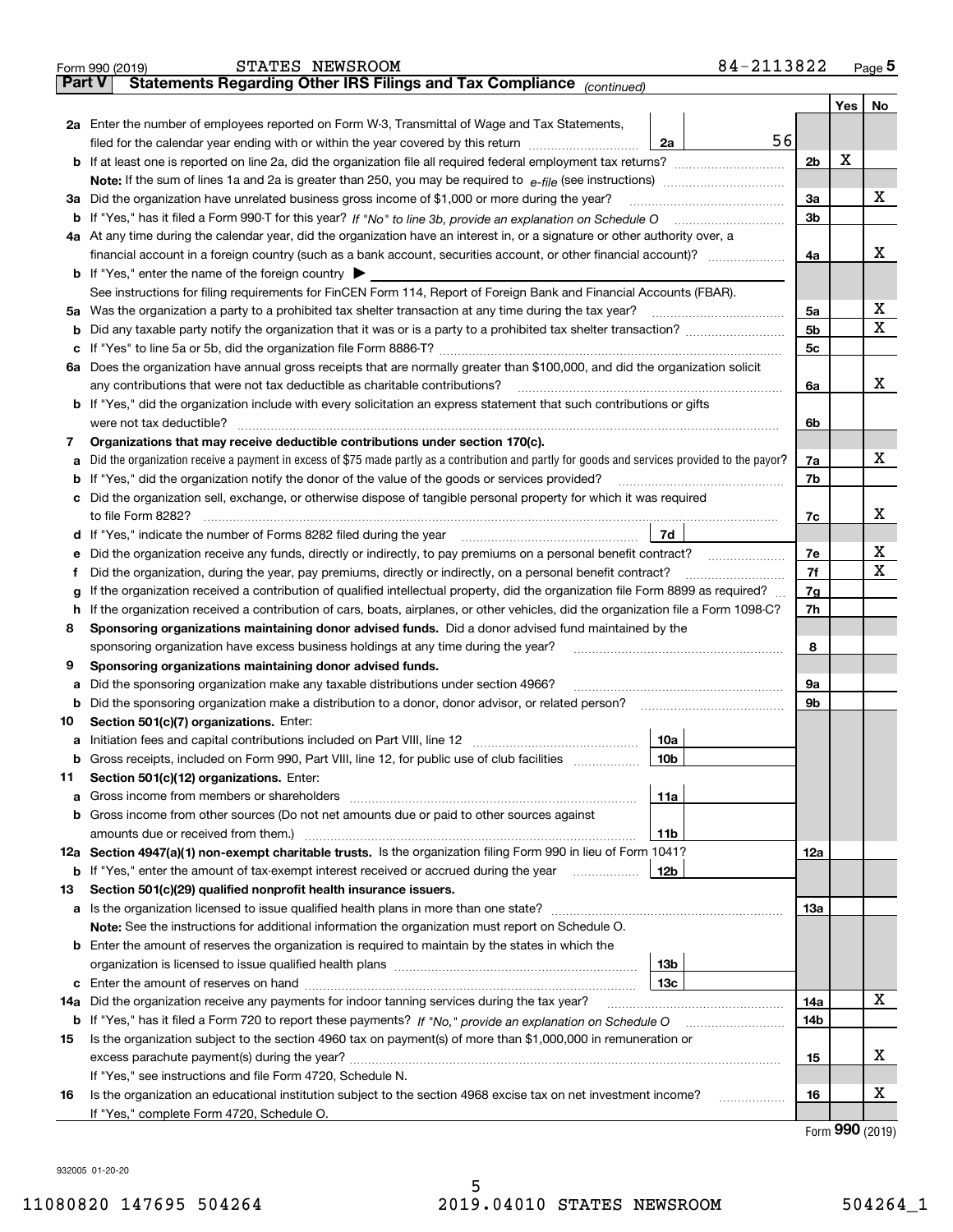Form 990 (2019) STATES NEWSROOM 84-2113822 Page **5**

## Part V Statements Regarding Other IRS Filings and Tax Compliance *(continued)*

| | | | | | Yes | No |
|---|---|---|---|---|---|---|
| **2a** | Enter the number of employees reported on Form W-3, Transmittal of Wage and Tax Statements, filed for the calendar year ending with or within the year covered by this return | 2a | 56 | | | |
| **b** | If at least one is reported on line 2a, did the organization file all required federal employment tax returns? | | | 2b | X | |
| | **Note:** If the sum of lines 1a and 2a is greater than 250, you may be required to *e-file* (see instructions) | | | | | |
| **3a** | Did the organization have unrelated business gross income of $1,000 or more during the year? | | | 3a | | X |
| **b** | If "Yes," has it filed a Form 990-T for this year? *If "No" to line 3b, provide an explanation on Schedule O* | | | 3b | | |
| **4a** | At any time during the calendar year, did the organization have an interest in, or a signature or other authority over, a financial account in a foreign country (such as a bank account, securities account, or other financial account)? | | | 4a | | X |
| **b** | If "Yes," enter the name of the foreign country ▶ | | | | | |
| | See instructions for filing requirements for FinCEN Form 114, Report of Foreign Bank and Financial Accounts (FBAR). | | | | | |
| **5a** | Was the organization a party to a prohibited tax shelter transaction at any time during the tax year? | | | 5a | | X |
| **b** | Did any taxable party notify the organization that it was or is a party to a prohibited tax shelter transaction? | | | 5b | | X |
| **c** | If "Yes" to line 5a or 5b, did the organization file Form 8886-T? | | | 5c | | |
| **6a** | Does the organization have annual gross receipts that are normally greater than $100,000, and did the organization solicit any contributions that were not tax deductible as charitable contributions? | | | 6a | | X |
| **b** | If "Yes," did the organization include with every solicitation an express statement that such contributions or gifts were not tax deductible? | | | 6b | | |
| **7** | **Organizations that may receive deductible contributions under section 170(c).** | | | | | |
| **a** | Did the organization receive a payment in excess of $75 made partly as a contribution and partly for goods and services provided to the payor? | | | 7a | | X |
| **b** | If "Yes," did the organization notify the donor of the value of the goods or services provided? | | | 7b | | |
| **c** | Did the organization sell, exchange, or otherwise dispose of tangible personal property for which it was required to file Form 8282? | | | 7c | | X |
| **d** | If "Yes," indicate the number of Forms 8282 filed during the year | 7d | | | | |
| **e** | Did the organization receive any funds, directly or indirectly, to pay premiums on a personal benefit contract? | | | 7e | | X |
| **f** | Did the organization, during the year, pay premiums, directly or indirectly, on a personal benefit contract? | | | 7f | | X |
| **g** | If the organization received a contribution of qualified intellectual property, did the organization file Form 8899 as required? | | | 7g | | |
| **h** | If the organization received a contribution of cars, boats, airplanes, or other vehicles, did the organization file a Form 1098-C? | | | 7h | | |
| **8** | **Sponsoring organizations maintaining donor advised funds.** Did a donor advised fund maintained by the sponsoring organization have excess business holdings at any time during the year? | | | 8 | | |
| **9** | **Sponsoring organizations maintaining donor advised funds.** | | | | | |
| **a** | Did the sponsoring organization make any taxable distributions under section 4966? | | | 9a | | |
| **b** | Did the sponsoring organization make a distribution to a donor, donor advisor, or related person? | | | 9b | | |
| **10** | **Section 501(c)(7) organizations.** Enter: | | | | | |
| **a** | Initiation fees and capital contributions included on Part VIII, line 12 | 10a | | | | |
| **b** | Gross receipts, included on Form 990, Part VIII, line 12, for public use of club facilities | 10b | | | | |
| **11** | **Section 501(c)(12) organizations.** Enter: | | | | | |
| **a** | Gross income from members or shareholders | 11a | | | | |
| **b** | Gross income from other sources (Do not net amounts due or paid to other sources against amounts due or received from them.) | 11b | | | | |
| **12a** | **Section 4947(a)(1) non-exempt charitable trusts.** Is the organization filing Form 990 in lieu of Form 1041? | | | 12a | | |
| **b** | If "Yes," enter the amount of tax-exempt interest received or accrued during the year | 12b | | | | |
| **13** | **Section 501(c)(29) qualified nonprofit health insurance issuers.** | | | | | |
| **a** | Is the organization licensed to issue qualified health plans in more than one state? | | | 13a | | |
| | **Note:** See the instructions for additional information the organization must report on Schedule O. | | | | | |
| **b** | Enter the amount of reserves the organization is required to maintain by the states in which the organization is licensed to issue qualified health plans | 13b | | | | |
| **c** | Enter the amount of reserves on hand | 13c | | | | |
| **14a** | Did the organization receive any payments for indoor tanning services during the tax year? | | | 14a | | X |
| **b** | If "Yes," has it filed a Form 720 to report these payments? *If "No," provide an explanation on Schedule O* | | | 14b | | |
| **15** | Is the organization subject to the section 4960 tax on payment(s) of more than $1,000,000 in remuneration or excess parachute payment(s) during the year? | | | 15 | | X |
| | If "Yes," see instructions and file Form 4720, Schedule N. | | | | | |
| **16** | Is the organization an educational institution subject to the section 4968 excise tax on net investment income? | | | 16 | | X |
| | If "Yes," complete Form 4720, Schedule O. | | | | | |

Form **990** (2019)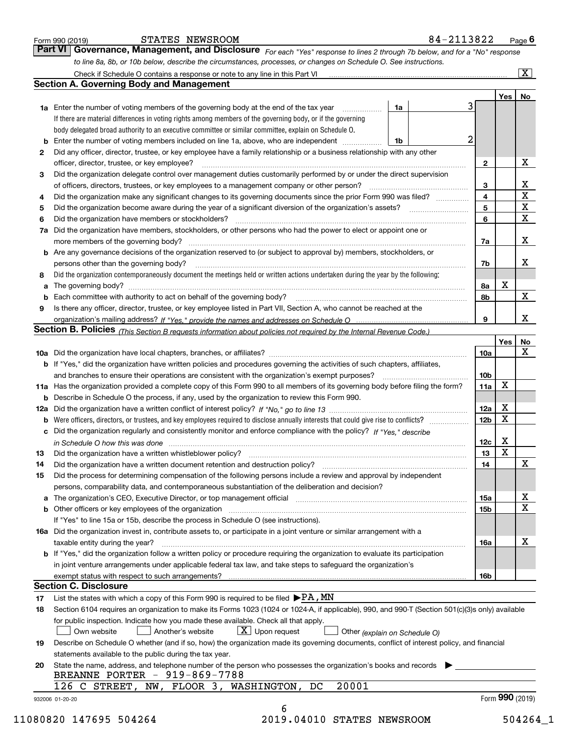Form 990 (2019) STATES NEWSROOM 84-2113822

## Part VI Governance, Management, and Disclosure

*For each "Yes" response to lines 2 through 7b below, and for a "No" response to line 8a, 8b, or 10b below, describe the circumstances, processes, or changes on Schedule O. See instructions.*

Check if Schedule O contains a response or note to any line in this Part VI [X]

### Section A. Governing Body and Management

| | | | | Yes | No |
|---|---|---|---|---|---|
| **1a** | Enter the number of voting members of the governing body at the end of the tax year. If there are material differences in voting rights among members of the governing body, or if the governing body delegated broad authority to an executive committee or similar committee, explain on Schedule O. | 1a | 3 | | |
| **b** | Enter the number of voting members included on line 1a, above, who are independent | 1b | 2 | | |
| **2** | Did any officer, director, trustee, or key employee have a family relationship or a business relationship with any other officer, director, trustee, or key employee? | | 2 | | X |
| **3** | Did the organization delegate control over management duties customarily performed by or under the direct supervision of officers, directors, trustees, or key employees to a management company or other person? | | 3 | | X |
| **4** | Did the organization make any significant changes to its governing documents since the prior Form 990 was filed? | | 4 | | X |
| **5** | Did the organization become aware during the year of a significant diversion of the organization's assets? | | 5 | | X |
| **6** | Did the organization have members or stockholders? | | 6 | | X |
| **7a** | Did the organization have members, stockholders, or other persons who had the power to elect or appoint one or more members of the governing body? | | 7a | | X |
| **b** | Are any governance decisions of the organization reserved to (or subject to approval by) members, stockholders, or persons other than the governing body? | | 7b | | X |
| **8** | Did the organization contemporaneously document the meetings held or written actions undertaken during the year by the following: | | | | |
| **a** | The governing body? | | 8a | X | |
| **b** | Each committee with authority to act on behalf of the governing body? | | 8b | | X |
| **9** | Is there any officer, director, trustee, or key employee listed in Part VII, Section A, who cannot be reached at the organization's mailing address? *If "Yes," provide the names and addresses on Schedule O* | | 9 | | X |

### Section B. Policies *(This Section B requests information about policies not required by the Internal Revenue Code.)*

| | | | Yes | No |
|---|---|---|---|---|
| **10a** | Did the organization have local chapters, branches, or affiliates? | 10a | | X |
| **b** | If "Yes," did the organization have written policies and procedures governing the activities of such chapters, affiliates, and branches to ensure their operations are consistent with the organization's exempt purposes? | 10b | | |
| **11a** | Has the organization provided a complete copy of this Form 990 to all members of its governing body before filing the form? | 11a | X | |
| **b** | Describe in Schedule O the process, if any, used by the organization to review this Form 990. | | | |
| **12a** | Did the organization have a written conflict of interest policy? *If "No," go to line 13* | 12a | X | |
| **b** | Were officers, directors, or trustees, and key employees required to disclose annually interests that could give rise to conflicts? | 12b | X | |
| **c** | Did the organization regularly and consistently monitor and enforce compliance with the policy? *If "Yes," describe in Schedule O how this was done* | 12c | X | |
| **13** | Did the organization have a written whistleblower policy? | 13 | X | |
| **14** | Did the organization have a written document retention and destruction policy? | 14 | | X |
| **15** | Did the process for determining compensation of the following persons include a review and approval by independent persons, comparability data, and contemporaneous substantiation of the deliberation and decision? | | | |
| **a** | The organization's CEO, Executive Director, or top management official | 15a | | X |
| **b** | Other officers or key employees of the organization | 15b | | X |
| | If "Yes" to line 15a or 15b, describe the process in Schedule O (see instructions). | | | |
| **16a** | Did the organization invest in, contribute assets to, or participate in a joint venture or similar arrangement with a taxable entity during the year? | 16a | | X |
| **b** | If "Yes," did the organization follow a written policy or procedure requiring the organization to evaluate its participation in joint venture arrangements under applicable federal tax law, and take steps to safeguard the organization's exempt status with respect to such arrangements? | 16b | | |

### Section C. Disclosure

**17** List the states with which a copy of this Form 990 is required to be filed ▶ PA, MN

**18** Section 6104 requires an organization to make its Forms 1023 (1024 or 1024-A, if applicable), 990, and 990-T (Section 501(c)(3)s only) available for public inspection. Indicate how you made these available. Check all that apply.

[ ] Own website [ ] Another's website [X] Upon request [ ] Other *(explain on Schedule O)*

**19** Describe on Schedule O whether (and if so, how) the organization made its governing documents, conflict of interest policy, and financial statements available to the public during the tax year.

**20** State the name, address, and telephone number of the person who possesses the organization's books and records ▶

BREANNE PORTER - 919-869-7788
126 C STREET, NW, FLOOR 3, WASHINGTON, DC 20001

932006 01-20-20 Form 990 (2019)

11080820 147695 504264 2019.04010 STATES NEWSROOM 504264_1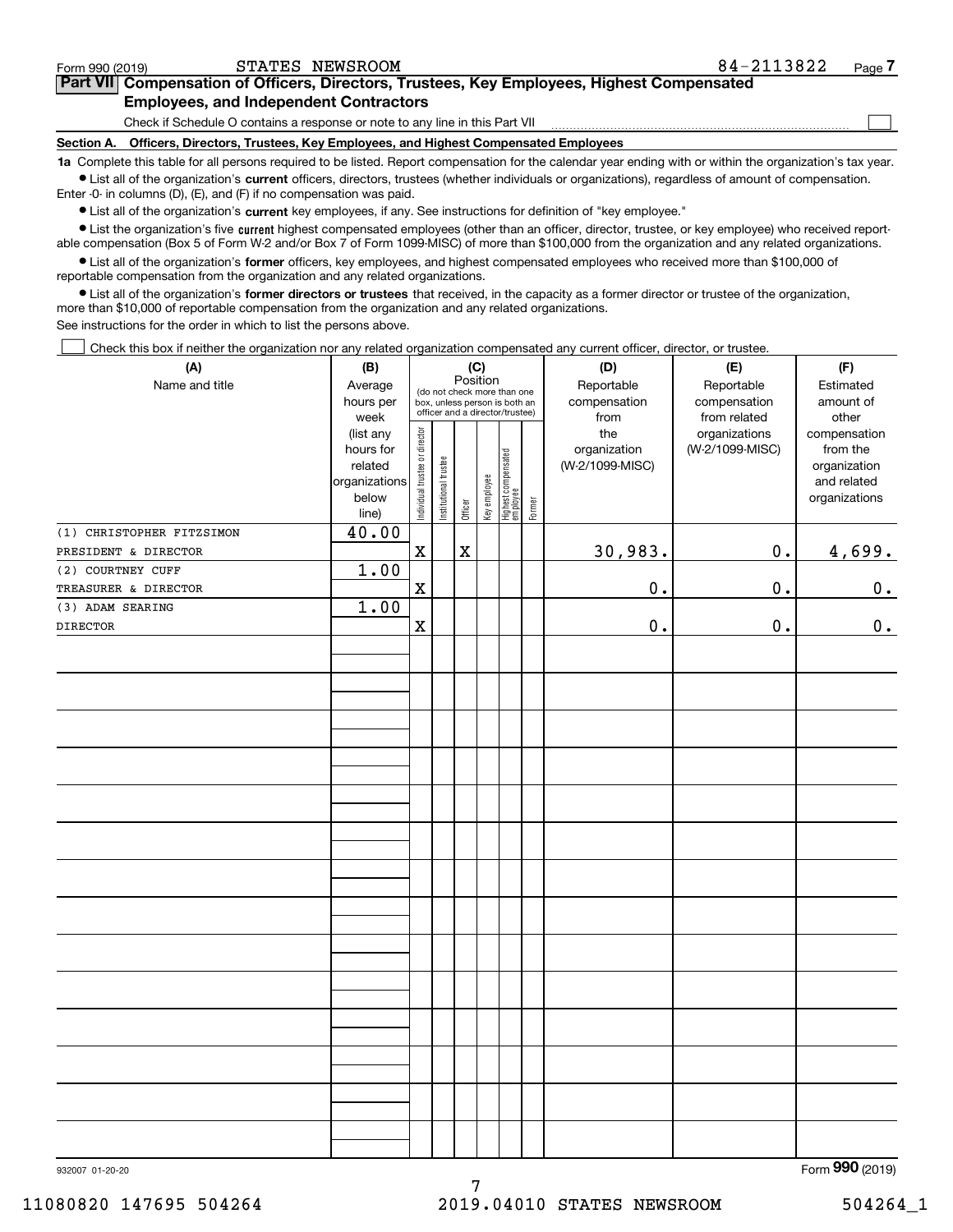Form 990 (2019) STATES NEWSROOM 84-2113822

## Part VII Compensation of Officers, Directors, Trustees, Key Employees, Highest Compensated Employees, and Independent Contractors

Check if Schedule O contains a response or note to any line in this Part VII ☐

### Section A. Officers, Directors, Trustees, Key Employees, and Highest Compensated Employees

**1a** Complete this table for all persons required to be listed. Report compensation for the calendar year ending with or within the organization's tax year.

- List all of the organization's **current** officers, directors, trustees (whether individuals or organizations), regardless of amount of compensation. Enter -0- in columns (D), (E), and (F) if no compensation was paid.
- List all of the organization's **current** key employees, if any. See instructions for definition of "key employee."
- List the organization's five **current** highest compensated employees (other than an officer, director, trustee, or key employee) who received reportable compensation (Box 5 of Form W-2 and/or Box 7 of Form 1099-MISC) of more than $100,000 from the organization and any related organizations.
- List all of the organization's **former** officers, key employees, and highest compensated employees who received more than $100,000 of reportable compensation from the organization and any related organizations.
- List all of the organization's **former directors or trustees** that received, in the capacity as a former director or trustee of the organization, more than $10,000 of reportable compensation from the organization and any related organizations.

See instructions for the order in which to list the persons above.

☐ Check this box if neither the organization nor any related organization compensated any current officer, director, or trustee.

| (A) Name and title | (B) Average hours per week (list any hours for related organizations below line) | (C) Position (do not check more than one box, unless person is both an officer and a director/trustee): Individual trustee or director | Institutional trustee | Officer | Key employee | Highest compensated employee | Former | (D) Reportable compensation from the organization (W-2/1099-MISC) | (E) Reportable compensation from related organizations (W-2/1099-MISC) | (F) Estimated amount of other compensation from the organization and related organizations |
|---|---|---|---|---|---|---|---|---|---|---|
| (1) CHRISTOPHER FITZSIMON<br>PRESIDENT & DIRECTOR | 40.00 | X | | X | | | | 30,983. | 0. | 4,699. |
| (2) COURTNEY CUFF<br>TREASURER & DIRECTOR | 1.00 | X | | | | | | 0. | 0. | 0. |
| (3) ADAM SEARING<br>DIRECTOR | 1.00 | X | | | | | | 0. | 0. | 0. |

932007 01-20-20 Form 990 (2019)

11080820 147695 504264 2019.04010 STATES NEWSROOM 504264_1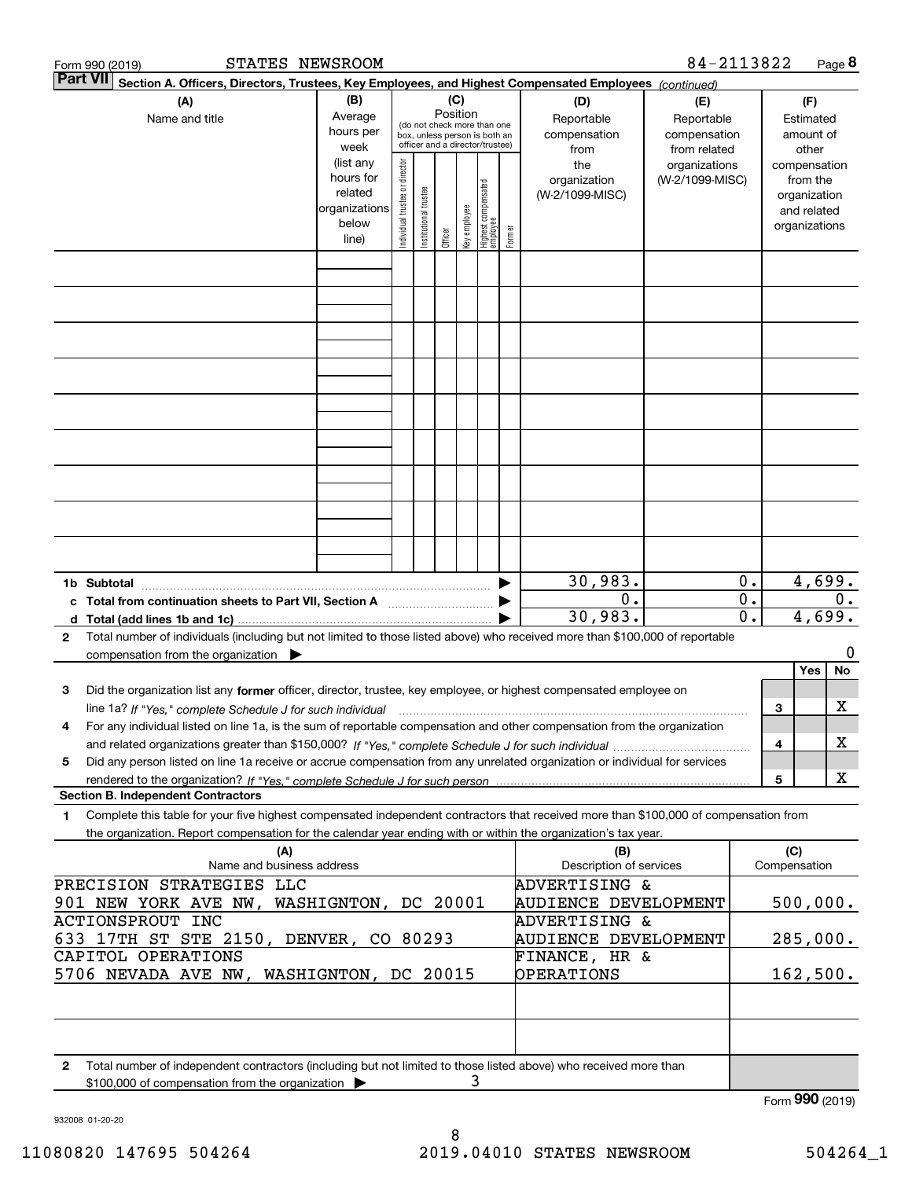Form 990 (2019) STATES NEWSROOM 84-2113822

## Part VII Section A. Officers, Directors, Trustees, Key Employees, and Highest Compensated Employees *(continued)*

| (A) Name and title | (B) Average hours per week (list any hours for related organizations below line) | (C) Position (do not check more than one box, unless person is both an officer and a director/trustee): Individual trustee or director | Institutional trustee | Officer | Key employee | Highest compensated employee | Former | (D) Reportable compensation from the organization (W-2/1099-MISC) | (E) Reportable compensation from related organizations (W-2/1099-MISC) | (F) Estimated amount of other compensation from the organization and related organizations |
|---|---|---|---|---|---|---|---|---|---|---|
| | | | | | | | | | | |
| | | | | | | | | | | |
| | | | | | | | | | | |
| | | | | | | | | | | |
| | | | | | | | | | | |
| | | | | | | | | | | |
| | | | | | | | | | | |
| | | | | | | | | | | |
| | | | | | | | | | | |
| **1b Subtotal** | | | | | | | | 30,983. | 0. | 4,699. |
| **c Total from continuation sheets to Part VII, Section A** | | | | | | | | 0. | 0. | 0. |
| **d Total (add lines 1b and 1c)** | | | | | | | | 30,983. | 0. | 4,699. |

**2** Total number of individuals (including but not limited to those listed above) who received more than $100,000 of reportable compensation from the organization ▶ 0

| | | Yes | No |
|---|---|---|---|
| **3** Did the organization list any **former** officer, director, trustee, key employee, or highest compensated employee on line 1a? *If "Yes," complete Schedule J for such individual* | 3 | | X |
| **4** For any individual listed on line 1a, is the sum of reportable compensation and other compensation from the organization and related organizations greater than $150,000? *If "Yes," complete Schedule J for such individual* | 4 | | X |
| **5** Did any person listed on line 1a receive or accrue compensation from any unrelated organization or individual for services rendered to the organization? *If "Yes," complete Schedule J for such person* | 5 | | X |

### Section B. Independent Contractors

**1** Complete this table for your five highest compensated independent contractors that received more than $100,000 of compensation from the organization. Report compensation for the calendar year ending with or within the organization's tax year.

| (A) Name and business address | (B) Description of services | (C) Compensation |
|---|---|---|
| PRECISION STRATEGIES LLC<br>901 NEW YORK AVE NW, WASHIGNTON, DC 20001 | ADVERTISING &<br>AUDIENCE DEVELOPMENT | 500,000. |
| ACTIONSPROUT INC<br>633 17TH ST STE 2150, DENVER, CO 80293 | ADVERTISING &<br>AUDIENCE DEVELOPMENT | 285,000. |
| CAPITOL OPERATIONS<br>5706 NEVADA AVE NW, WASHIGNTON, DC 20015 | FINANCE, HR &<br>OPERATIONS | 162,500. |
| | | |
| | | |

**2** Total number of independent contractors (including but not limited to those listed above) who received more than $100,000 of compensation from the organization ▶ 3

Form **990** (2019)

932008 01-20-20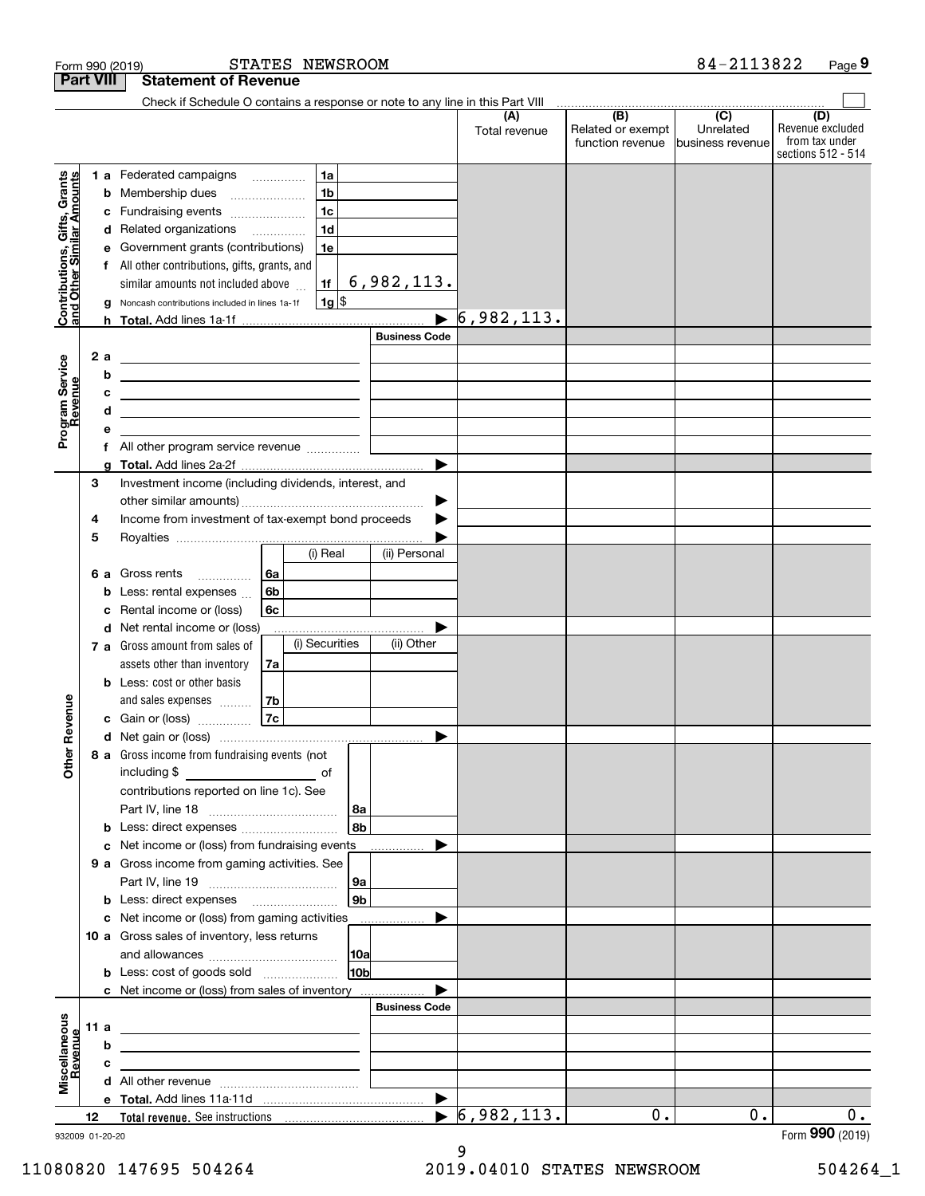Form 990 (2019) STATES NEWSROOM 84-2113822 Page 9

## Part VIII Statement of Revenue

Check if Schedule O contains a response or note to any line in this Part VIII

| | | | | (A) Total revenue | (B) Related or exempt function revenue | (C) Unrelated business revenue | (D) Revenue excluded from tax under sections 512 - 514 |
|---|---|---|---|---|---|---|---|
| **Contributions, Gifts, Grants and Other Similar Amounts** | 1 a | Federated campaigns | 1a | | | | |
| | b | Membership dues | 1b | | | | |
| | c | Fundraising events | 1c | | | | |
| | d | Related organizations | 1d | | | | |
| | e | Government grants (contributions) | 1e | | | | |
| | f | All other contributions, gifts, grants, and similar amounts not included above | 1f 6,982,113. | | | | |
| | g | Noncash contributions included in lines 1a-1f | 1g $ | | | | |
| | h | **Total.** Add lines 1a-1f | | 6,982,113. | | | |
| **Program Service Revenue** | | | **Business Code** | | | | |
| | 2 a | | | | | | |
| | b | | | | | | |
| | c | | | | | | |
| | d | | | | | | |
| | e | | | | | | |
| | f | All other program service revenue | | | | | |
| | g | **Total.** Add lines 2a-2f | | | | | |
| **Other Revenue** | 3 | Investment income (including dividends, interest, and other similar amounts) | | | | | |
| | 4 | Income from investment of tax-exempt bond proceeds | | | | | |
| | 5 | Royalties | | | | | |
| | | | (i) Real / (ii) Personal | | | | |
| | 6 a | Gross rents | 6a | | | | |
| | b | Less: rental expenses | 6b | | | | |
| | c | Rental income or (loss) | 6c | | | | |
| | d | Net rental income or (loss) | | | | | |
| | | | (i) Securities / (ii) Other | | | | |
| | 7 a | Gross amount from sales of assets other than inventory | 7a | | | | |
| | b | Less: cost or other basis and sales expenses | 7b | | | | |
| | c | Gain or (loss) | 7c | | | | |
| | d | Net gain or (loss) | | | | | |
| | 8 a | Gross income from fundraising events (not including $ of contributions reported on line 1c). See Part IV, line 18 | 8a | | | | |
| | b | Less: direct expenses | 8b | | | | |
| | c | Net income or (loss) from fundraising events | | | | | |
| | 9 a | Gross income from gaming activities. See Part IV, line 19 | 9a | | | | |
| | b | Less: direct expenses | 9b | | | | |
| | c | Net income or (loss) from gaming activities | | | | | |
| | 10 a | Gross sales of inventory, less returns and allowances | 10a | | | | |
| | b | Less: cost of goods sold | 10b | | | | |
| | c | Net income or (loss) from sales of inventory | | | | | |
| **Miscellaneous Revenue** | | | **Business Code** | | | | |
| | 11 a | | | | | | |
| | b | | | | | | |
| | c | | | | | | |
| | d | All other revenue | | | | | |
| | e | **Total.** Add lines 11a-11d | | | | | |
| | 12 | **Total revenue.** See instructions | | 6,982,113. | 0. | 0. | 0. |

932009 01-20-20 Form **990** (2019)

11080820 147695 504264 2019.04010 STATES NEWSROOM 504264_1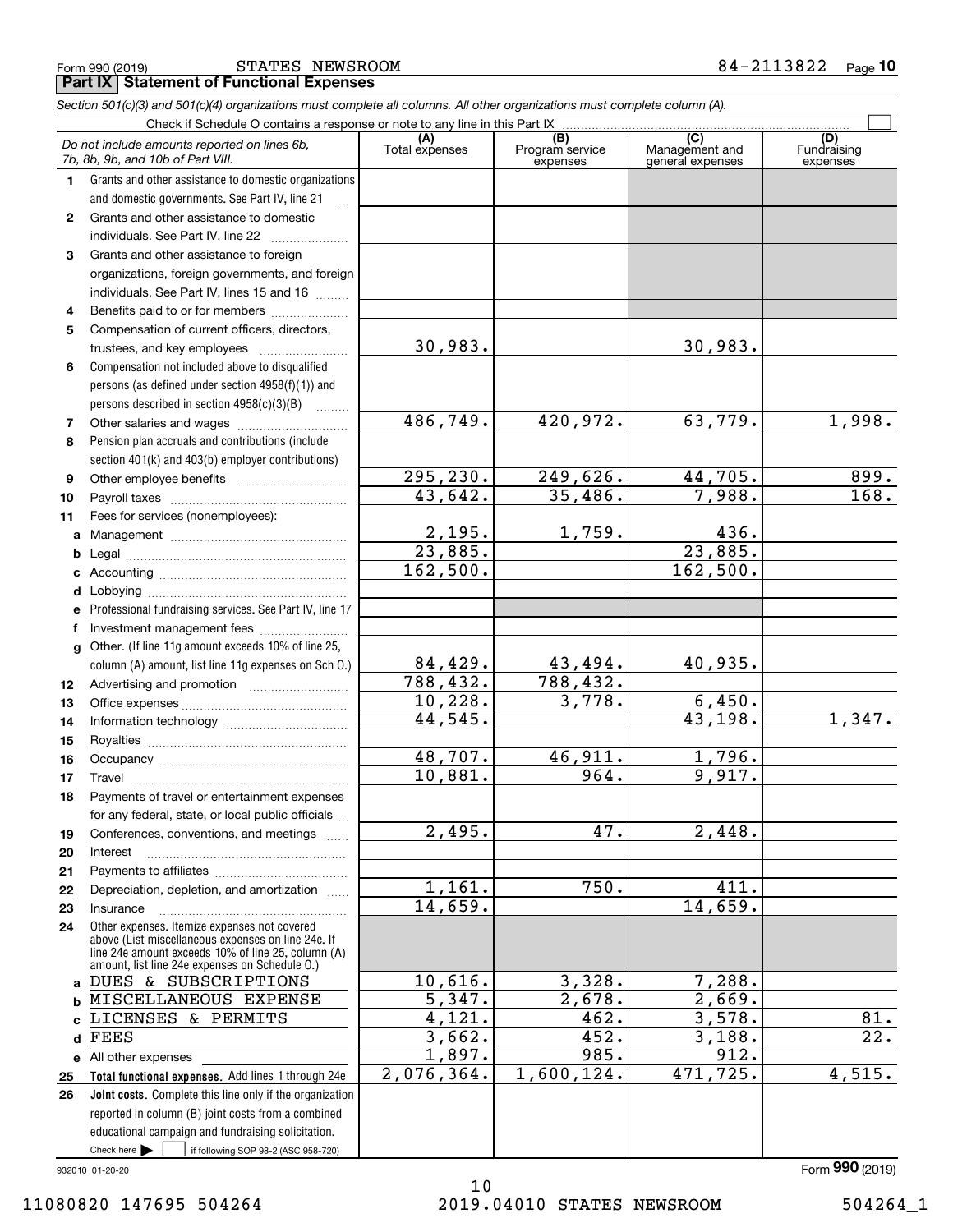Form 990 (2019) STATES NEWSROOM 84-2113822 Page **10**

**Part IX | Statement of Functional Expenses**

*Section 501(c)(3) and 501(c)(4) organizations must complete all columns. All other organizations must complete column (A).*

Check if Schedule O contains a response or note to any line in this Part IX ☐

| | *Do not include amounts reported on lines 6b, 7b, 8b, 9b, and 10b of Part VIII.* | (A) Total expenses | (B) Program service expenses | (C) Management and general expenses | (D) Fundraising expenses |
|---|---|---|---|---|---|
| 1 | Grants and other assistance to domestic organizations and domestic governments. See Part IV, line 21 | | | | |
| 2 | Grants and other assistance to domestic individuals. See Part IV, line 22 | | | | |
| 3 | Grants and other assistance to foreign organizations, foreign governments, and foreign individuals. See Part IV, lines 15 and 16 | | | | |
| 4 | Benefits paid to or for members | | | | |
| 5 | Compensation of current officers, directors, trustees, and key employees | 30,983. | | 30,983. | |
| 6 | Compensation not included above to disqualified persons (as defined under section 4958(f)(1)) and persons described in section 4958(c)(3)(B) | | | | |
| 7 | Other salaries and wages | 486,749. | 420,972. | 63,779. | 1,998. |
| 8 | Pension plan accruals and contributions (include section 401(k) and 403(b) employer contributions) | | | | |
| 9 | Other employee benefits | 295,230. | 249,626. | 44,705. | 899. |
| 10 | Payroll taxes | 43,642. | 35,486. | 7,988. | 168. |
| 11 | Fees for services (nonemployees): | | | | |
| a | Management | 2,195. | 1,759. | 436. | |
| b | Legal | 23,885. | | 23,885. | |
| c | Accounting | 162,500. | | 162,500. | |
| d | Lobbying | | | | |
| e | Professional fundraising services. See Part IV, line 17 | | | | |
| f | Investment management fees | | | | |
| g | Other. (If line 11g amount exceeds 10% of line 25, column (A) amount, list line 11g expenses on Sch O.) | 84,429. | 43,494. | 40,935. | |
| 12 | Advertising and promotion | 788,432. | 788,432. | | |
| 13 | Office expenses | 10,228. | 3,778. | 6,450. | |
| 14 | Information technology | 44,545. | | 43,198. | 1,347. |
| 15 | Royalties | | | | |
| 16 | Occupancy | 48,707. | 46,911. | 1,796. | |
| 17 | Travel | 10,881. | 964. | 9,917. | |
| 18 | Payments of travel or entertainment expenses for any federal, state, or local public officials | | | | |
| 19 | Conferences, conventions, and meetings | 2,495. | 47. | 2,448. | |
| 20 | Interest | | | | |
| 21 | Payments to affiliates | | | | |
| 22 | Depreciation, depletion, and amortization | 1,161. | 750. | 411. | |
| 23 | Insurance | 14,659. | | 14,659. | |
| 24 | Other expenses. Itemize expenses not covered above (List miscellaneous expenses on line 24e. If line 24e amount exceeds 10% of line 25, column (A) amount, list line 24e expenses on Schedule O.) | | | | |
| a | DUES & SUBSCRIPTIONS | 10,616. | 3,328. | 7,288. | |
| b | MISCELLANEOUS EXPENSE | 5,347. | 2,678. | 2,669. | |
| c | LICENSES & PERMITS | 4,121. | 462. | 3,578. | 81. |
| d | FEES | 3,662. | 452. | 3,188. | 22. |
| e | All other expenses | 1,897. | 985. | 912. | |
| 25 | **Total functional expenses.** Add lines 1 through 24e | 2,076,364. | 1,600,124. | 471,725. | 4,515. |
| 26 | **Joint costs.** Complete this line only if the organization reported in column (B) joint costs from a combined educational campaign and fundraising solicitation. Check here ☐ if following SOP 98-2 (ASC 958-720) | | | | |

932010 01-20-20 Form **990** (2019)

11080820 147695 504264 2019.04010 STATES NEWSROOM 504264_1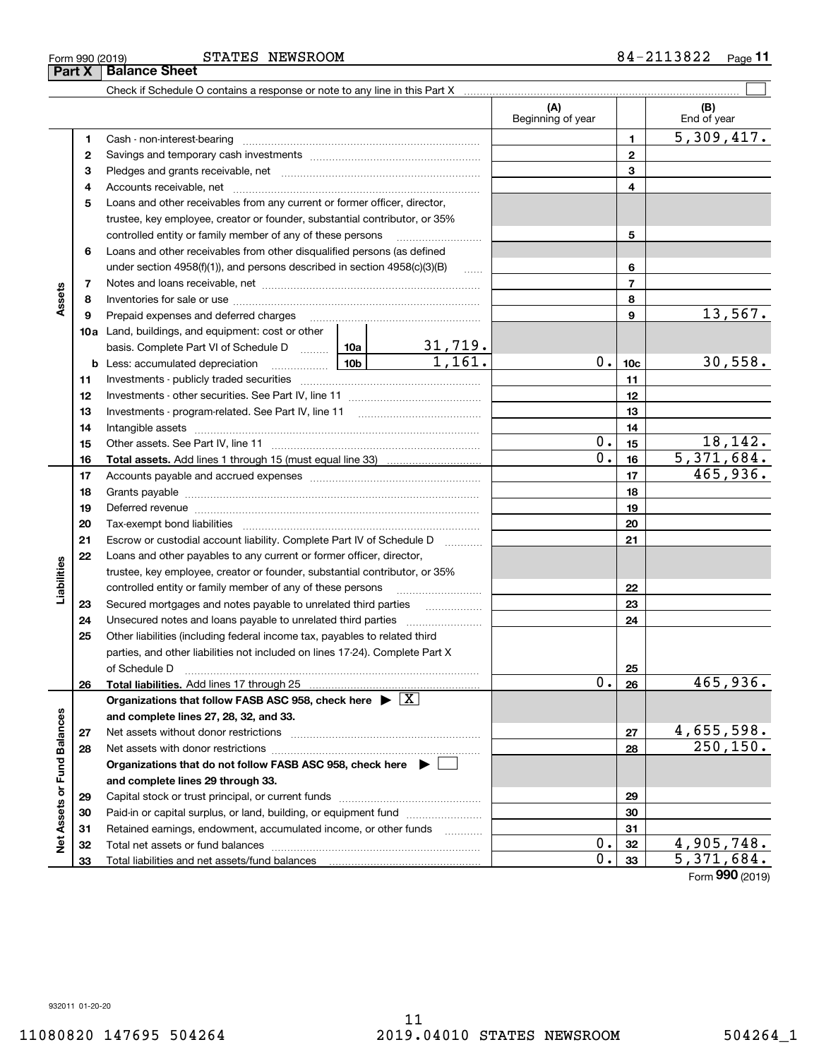Form 990 (2019) STATES NEWSROOM 84-2113822

## Part X Balance Sheet

Check if Schedule O contains a response or note to any line in this Part X ☐

| | | | | (A) Beginning of year | | (B) End of year |
|---|---|---|---|---|---|---|
| **Assets** | 1 | Cash - non-interest-bearing | | | 1 | 5,309,417. |
| | 2 | Savings and temporary cash investments | | | 2 | |
| | 3 | Pledges and grants receivable, net | | | 3 | |
| | 4 | Accounts receivable, net | | | 4 | |
| | 5 | Loans and other receivables from any current or former officer, director, trustee, key employee, creator or founder, substantial contributor, or 35% controlled entity or family member of any of these persons | | | 5 | |
| | 6 | Loans and other receivables from other disqualified persons (as defined under section 4958(f)(1)), and persons described in section 4958(c)(3)(B) | | | 6 | |
| | 7 | Notes and loans receivable, net | | | 7 | |
| | 8 | Inventories for sale or use | | | 8 | |
| | 9 | Prepaid expenses and deferred charges | | | 9 | 13,567. |
| | 10a | Land, buildings, and equipment: cost or other basis. Complete Part VI of Schedule D | 10a 31,719. | | | |
| | b | Less: accumulated depreciation | 10b 1,161. | 0. | 10c | 30,558. |
| | 11 | Investments - publicly traded securities | | | 11 | |
| | 12 | Investments - other securities. See Part IV, line 11 | | | 12 | |
| | 13 | Investments - program-related. See Part IV, line 11 | | | 13 | |
| | 14 | Intangible assets | | | 14 | |
| | 15 | Other assets. See Part IV, line 11 | | 0. | 15 | 18,142. |
| | 16 | **Total assets.** Add lines 1 through 15 (must equal line 33) | | 0. | 16 | 5,371,684. |
| **Liabilities** | 17 | Accounts payable and accrued expenses | | | 17 | 465,936. |
| | 18 | Grants payable | | | 18 | |
| | 19 | Deferred revenue | | | 19 | |
| | 20 | Tax-exempt bond liabilities | | | 20 | |
| | 21 | Escrow or custodial account liability. Complete Part IV of Schedule D | | | 21 | |
| | 22 | Loans and other payables to any current or former officer, director, trustee, key employee, creator or founder, substantial contributor, or 35% controlled entity or family member of any of these persons | | | 22 | |
| | 23 | Secured mortgages and notes payable to unrelated third parties | | | 23 | |
| | 24 | Unsecured notes and loans payable to unrelated third parties | | | 24 | |
| | 25 | Other liabilities (including federal income tax, payables to related third parties, and other liabilities not included on lines 17-24). Complete Part X of Schedule D | | | 25 | |
| | 26 | **Total liabilities.** Add lines 17 through 25 | | 0. | 26 | 465,936. |
| **Net Assets or Fund Balances** | | **Organizations that follow FASB ASC 958, check here ▶ ☒ and complete lines 27, 28, 32, and 33.** | | | | |
| | 27 | Net assets without donor restrictions | | | 27 | 4,655,598. |
| | 28 | Net assets with donor restrictions | | | 28 | 250,150. |
| | | **Organizations that do not follow FASB ASC 958, check here ▶ ☐ and complete lines 29 through 33.** | | | | |
| | 29 | Capital stock or trust principal, or current funds | | | 29 | |
| | 30 | Paid-in or capital surplus, or land, building, or equipment fund | | | 30 | |
| | 31 | Retained earnings, endowment, accumulated income, or other funds | | | 31 | |
| | 32 | Total net assets or fund balances | | 0. | 32 | 4,905,748. |
| | 33 | Total liabilities and net assets/fund balances | | 0. | 33 | 5,371,684. |

Form **990** (2019)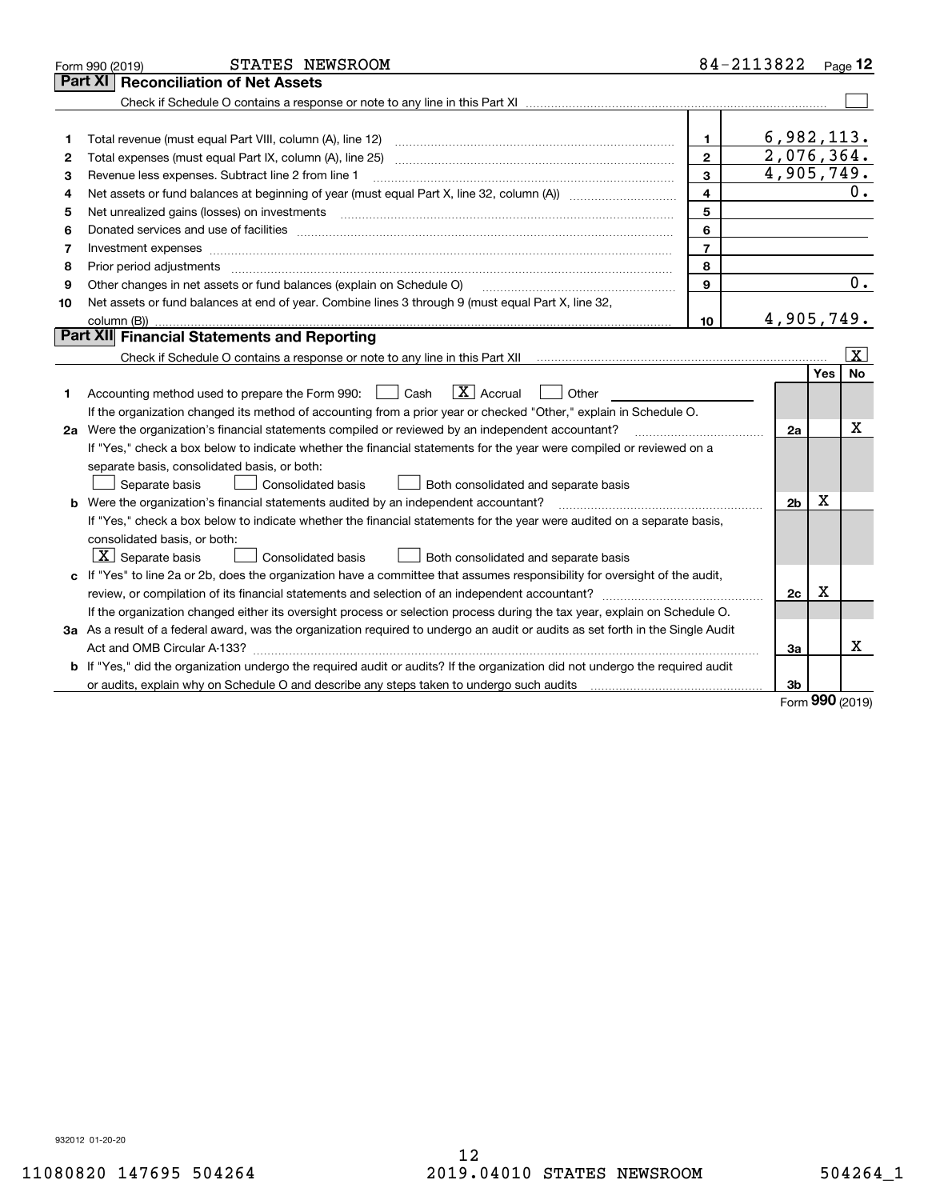Form 990 (2019) STATES NEWSROOM 84-2113822

## Part XI Reconciliation of Net Assets

Check if Schedule O contains a response or note to any line in this Part XI ☐

| | | | |
|---|---|---|---|
| 1 | Total revenue (must equal Part VIII, column (A), line 12) | 1 | 6,982,113. |
| 2 | Total expenses (must equal Part IX, column (A), line 25) | 2 | 2,076,364. |
| 3 | Revenue less expenses. Subtract line 2 from line 1 | 3 | 4,905,749. |
| 4 | Net assets or fund balances at beginning of year (must equal Part X, line 32, column (A)) | 4 | 0. |
| 5 | Net unrealized gains (losses) on investments | 5 | |
| 6 | Donated services and use of facilities | 6 | |
| 7 | Investment expenses | 7 | |
| 8 | Prior period adjustments | 8 | |
| 9 | Other changes in net assets or fund balances (explain on Schedule O) | 9 | 0. |
| 10 | Net assets or fund balances at end of year. Combine lines 3 through 9 (must equal Part X, line 32, column (B)) | 10 | 4,905,749. |

## Part XII Financial Statements and Reporting

Check if Schedule O contains a response or note to any line in this Part XII ☒

| | | | Yes | No |
|---|---|---|---|---|
| 1 | Accounting method used to prepare the Form 990: ☐ Cash ☒ Accrual ☐ Other<br>If the organization changed its method of accounting from a prior year or checked "Other," explain in Schedule O. | | | |
| 2a | Were the organization's financial statements compiled or reviewed by an independent accountant?<br>If "Yes," check a box below to indicate whether the financial statements for the year were compiled or reviewed on a separate basis, consolidated basis, or both:<br>☐ Separate basis ☐ Consolidated basis ☐ Both consolidated and separate basis | 2a | | X |
| b | Were the organization's financial statements audited by an independent accountant?<br>If "Yes," check a box below to indicate whether the financial statements for the year were audited on a separate basis, consolidated basis, or both:<br>☒ Separate basis ☐ Consolidated basis ☐ Both consolidated and separate basis | 2b | X | |
| c | If "Yes" to line 2a or 2b, does the organization have a committee that assumes responsibility for oversight of the audit, review, or compilation of its financial statements and selection of an independent accountant?<br>If the organization changed either its oversight process or selection process during the tax year, explain on Schedule O. | 2c | X | |
| 3a | As a result of a federal award, was the organization required to undergo an audit or audits as set forth in the Single Audit Act and OMB Circular A-133? | 3a | | X |
| b | If "Yes," did the organization undergo the required audit or audits? If the organization did not undergo the required audit or audits, explain why on Schedule O and describe any steps taken to undergo such audits | 3b | | |

Form **990** (2019)

932012 01-20-20

11080820 147695 504264 2019.04010 STATES NEWSROOM 504264_1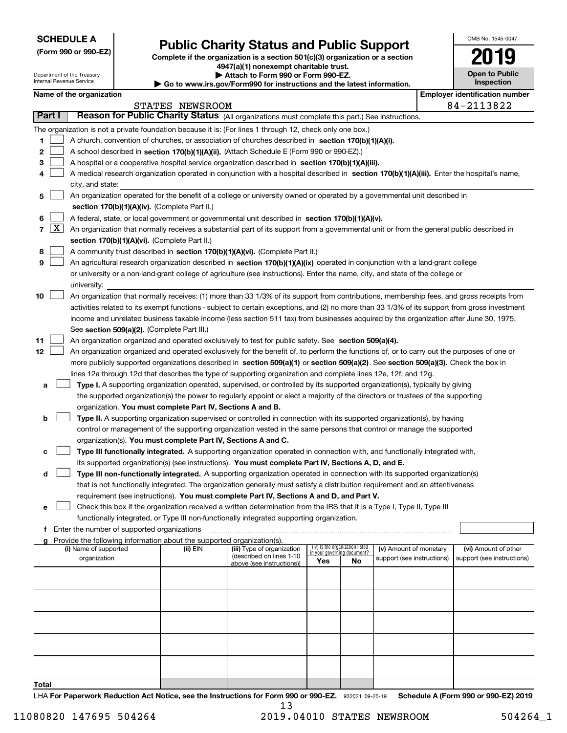**SCHEDULE A**
**(Form 990 or 990-EZ)**

Department of the Treasury
Internal Revenue Service

# Public Charity Status and Public Support

**Complete if the organization is a section 501(c)(3) organization or a section 4947(a)(1) nonexempt charitable trust.**
**▶ Attach to Form 990 or Form 990-EZ.**
**▶ Go to www.irs.gov/Form990 for instructions and the latest information.**

OMB No. 1545-0047

**2019**

**Open to Public Inspection**

**Name of the organization:** STATES NEWSROOM
**Employer identification number:** 84-2113822

## Part I Reason for Public Charity Status (All organizations must complete this part.) See instructions.

The organization is not a private foundation because it is: (For lines 1 through 12, check only one box.)

1. ☐ A church, convention of churches, or association of churches described in **section 170(b)(1)(A)(i).**
2. ☐ A school described in **section 170(b)(1)(A)(ii).** (Attach Schedule E (Form 990 or 990-EZ).)
3. ☐ A hospital or a cooperative hospital service organization described in **section 170(b)(1)(A)(iii).**
4. ☐ A medical research organization operated in conjunction with a hospital described in **section 170(b)(1)(A)(iii).** Enter the hospital's name, city, and state:
5. ☐ An organization operated for the benefit of a college or university owned or operated by a governmental unit described in **section 170(b)(1)(A)(iv).** (Complete Part II.)
6. ☐ A federal, state, or local government or governmental unit described in **section 170(b)(1)(A)(v).**
7. ☒ An organization that normally receives a substantial part of its support from a governmental unit or from the general public described in **section 170(b)(1)(A)(vi).** (Complete Part II.)
8. ☐ A community trust described in **section 170(b)(1)(A)(vi).** (Complete Part II.)
9. ☐ An agricultural research organization described in **section 170(b)(1)(A)(ix)** operated in conjunction with a land-grant college or university or a non-land-grant college of agriculture (see instructions). Enter the name, city, and state of the college or university:
10. ☐ An organization that normally receives: (1) more than 33 1/3% of its support from contributions, membership fees, and gross receipts from activities related to its exempt functions - subject to certain exceptions, and (2) no more than 33 1/3% of its support from gross investment income and unrelated business taxable income (less section 511 tax) from businesses acquired by the organization after June 30, 1975. See **section 509(a)(2).** (Complete Part III.)
11. ☐ An organization organized and operated exclusively to test for public safety. See **section 509(a)(4).**
12. ☐ An organization organized and operated exclusively for the benefit of, to perform the functions of, or to carry out the purposes of one or more publicly supported organizations described in **section 509(a)(1)** or **section 509(a)(2)**. See **section 509(a)(3).** Check the box in lines 12a through 12d that describes the type of supporting organization and complete lines 12e, 12f, and 12g.
   - **a** ☐ **Type I.** A supporting organization operated, supervised, or controlled by its supported organization(s), typically by giving the supported organization(s) the power to regularly appoint or elect a majority of the directors or trustees of the supporting organization. **You must complete Part IV, Sections A and B.**
   - **b** ☐ **Type II.** A supporting organization supervised or controlled in connection with its supported organization(s), by having control or management of the supporting organization vested in the same persons that control or manage the supported organization(s). **You must complete Part IV, Sections A and C.**
   - **c** ☐ **Type III functionally integrated.** A supporting organization operated in connection with, and functionally integrated with, its supported organization(s) (see instructions). **You must complete Part IV, Sections A, D, and E.**
   - **d** ☐ **Type III non-functionally integrated.** A supporting organization operated in connection with its supported organization(s) that is not functionally integrated. The organization generally must satisfy a distribution requirement and an attentiveness requirement (see instructions). **You must complete Part IV, Sections A and D, and Part V.**
   - **e** ☐ Check this box if the organization received a written determination from the IRS that it is a Type I, Type II, Type III functionally integrated, or Type III non-functionally integrated supporting organization.
   - **f** Enter the number of supported organizations
   - **g** Provide the following information about the supported organization(s).

| (i) Name of supported organization | (ii) EIN | (iii) Type of organization (described on lines 1-10 above (see instructions)) | (iv) Is the organization listed in your governing document? Yes | No | (v) Amount of monetary support (see instructions) | (vi) Amount of other support (see instructions) |
|---|---|---|---|---|---|---|
| | | | | | | |
| | | | | | | |
| | | | | | | |
| | | | | | | |
| | | | | | | |
| **Total** | | | | | | |

LHA **For Paperwork Reduction Act Notice, see the Instructions for Form 990 or 990-EZ.** 932021 09-25-19 **Schedule A (Form 990 or 990-EZ) 2019**

11080820 147695 504264 2019.04010 STATES NEWSROOM 504264_1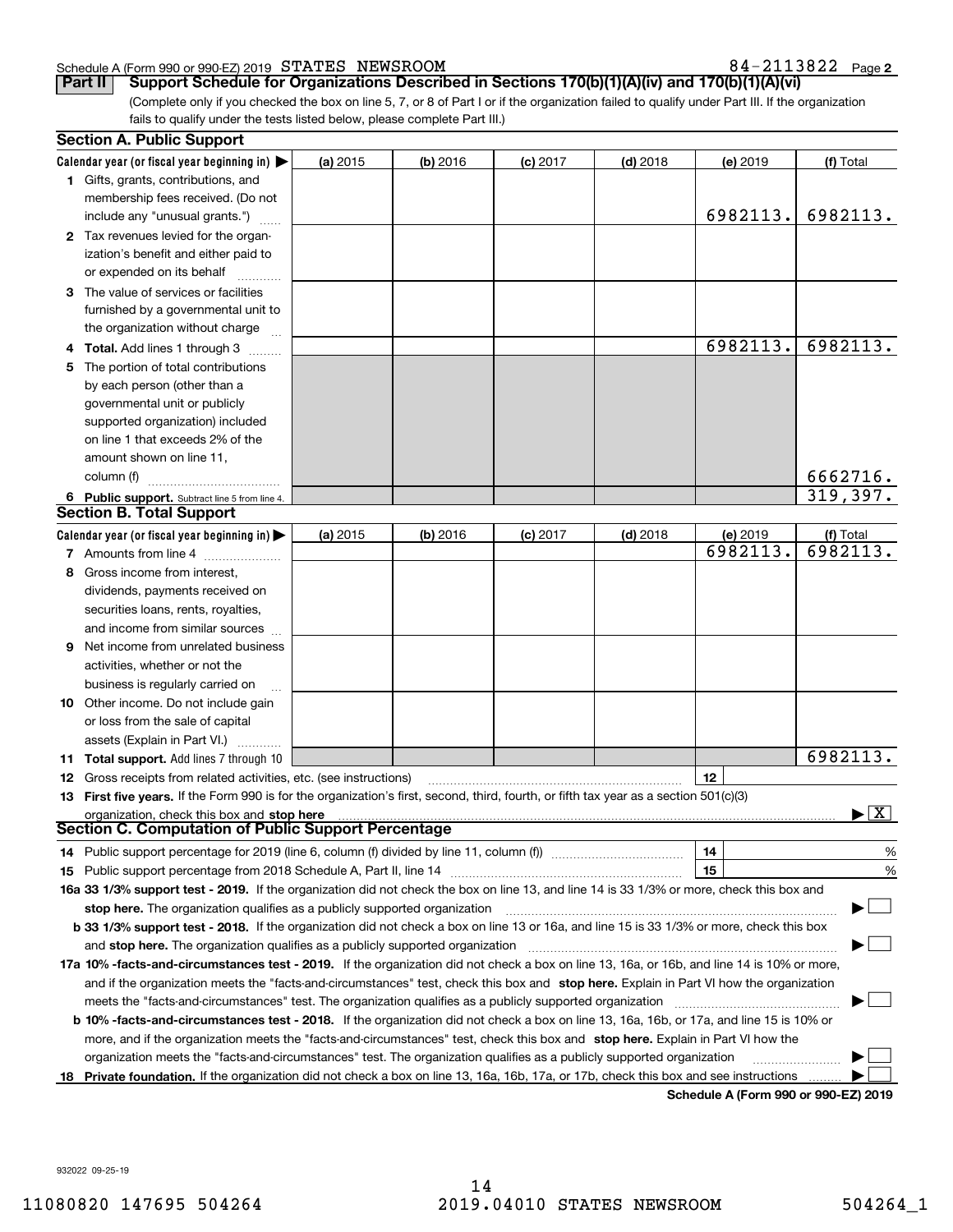Schedule A (Form 990 or 990-EZ) 2019 STATES NEWSROOM 84-2113822 Page 2

## Part II Support Schedule for Organizations Described in Sections 170(b)(1)(A)(iv) and 170(b)(1)(A)(vi)

(Complete only if you checked the box on line 5, 7, or 8 of Part I or if the organization failed to qualify under Part III. If the organization fails to qualify under the tests listed below, please complete Part III.)

### Section A. Public Support

| Calendar year (or fiscal year beginning in) ▶ | (a) 2015 | (b) 2016 | (c) 2017 | (d) 2018 | (e) 2019 | (f) Total |
|---|---|---|---|---|---|---|
| 1 Gifts, grants, contributions, and membership fees received. (Do not include any "unusual grants.") | | | | | 6982113. | 6982113. |
| 2 Tax revenues levied for the organization's benefit and either paid to or expended on its behalf | | | | | | |
| 3 The value of services or facilities furnished by a governmental unit to the organization without charge | | | | | | |
| 4 Total. Add lines 1 through 3 | | | | | 6982113. | 6982113. |
| 5 The portion of total contributions by each person (other than a governmental unit or publicly supported organization) included on line 1 that exceeds 2% of the amount shown on line 11, column (f) | | | | | | 6662716. |
| 6 Public support. Subtract line 5 from line 4. | | | | | | 319,397. |

### Section B. Total Support

| Calendar year (or fiscal year beginning in) ▶ | (a) 2015 | (b) 2016 | (c) 2017 | (d) 2018 | (e) 2019 | (f) Total |
|---|---|---|---|---|---|---|
| 7 Amounts from line 4 | | | | | 6982113. | 6982113. |
| 8 Gross income from interest, dividends, payments received on securities loans, rents, royalties, and income from similar sources | | | | | | |
| 9 Net income from unrelated business activities, whether or not the business is regularly carried on | | | | | | |
| 10 Other income. Do not include gain or loss from the sale of capital assets (Explain in Part VI.) | | | | | | |
| 11 Total support. Add lines 7 through 10 | | | | | | 6982113. |

12 Gross receipts from related activities, etc. (see instructions) | 12 |

13 **First five years.** If the Form 990 is for the organization's first, second, third, fourth, or fifth tax year as a section 501(c)(3) organization, check this box and **stop here** ▶ [X]

### Section C. Computation of Public Support Percentage

14 Public support percentage for 2019 (line 6, column (f) divided by line 11, column (f)) | 14 | %

15 Public support percentage from 2018 Schedule A, Part II, line 14 | 15 | %

16a **33 1/3% support test - 2019.** If the organization did not check the box on line 13, and line 14 is 33 1/3% or more, check this box and **stop here.** The organization qualifies as a publicly supported organization ▶ [ ]

b **33 1/3% support test - 2018.** If the organization did not check a box on line 13 or 16a, and line 15 is 33 1/3% or more, check this box and **stop here.** The organization qualifies as a publicly supported organization ▶ [ ]

17a **10% -facts-and-circumstances test - 2019.** If the organization did not check a box on line 13, 16a, or 16b, and line 14 is 10% or more, and if the organization meets the "facts-and-circumstances" test, check this box and **stop here.** Explain in Part VI how the organization meets the "facts-and-circumstances" test. The organization qualifies as a publicly supported organization ▶ [ ]

b **10% -facts-and-circumstances test - 2018.** If the organization did not check a box on line 13, 16a, 16b, or 17a, and line 15 is 10% or more, and if the organization meets the "facts-and-circumstances" test, check this box and **stop here.** Explain in Part VI how the organization meets the "facts-and-circumstances" test. The organization qualifies as a publicly supported organization ▶ [ ]

18 **Private foundation.** If the organization did not check a box on line 13, 16a, 16b, 17a, or 17b, check this box and see instructions ▶ [ ]

**Schedule A (Form 990 or 990-EZ) 2019**

932022 09-25-19

11080820 147695 504264 2019.04010 STATES NEWSROOM 504264_1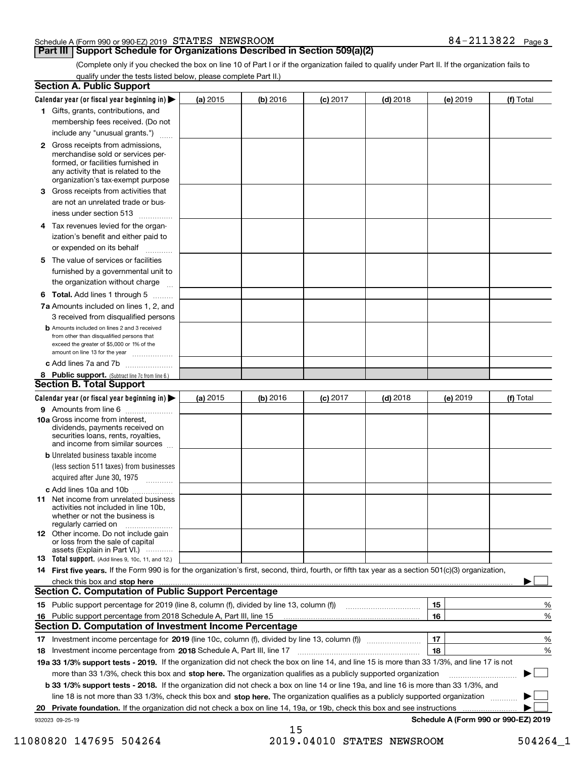Schedule A (Form 990 or 990-EZ) 2019 STATES NEWSROOM 84-2113822 Page **3**

## Part III Support Schedule for Organizations Described in Section 509(a)(2)

(Complete only if you checked the box on line 10 of Part I or if the organization failed to qualify under Part II. If the organization fails to qualify under the tests listed below, please complete Part II.)

### Section A. Public Support

| Calendar year (or fiscal year beginning in) ▶ | (a) 2015 | (b) 2016 | (c) 2017 | (d) 2018 | (e) 2019 | (f) Total |
|---|---|---|---|---|---|---|
| **1** Gifts, grants, contributions, and membership fees received. (Do not include any "unusual grants.") | | | | | | |
| **2** Gross receipts from admissions, merchandise sold or services performed, or facilities furnished in any activity that is related to the organization's tax-exempt purpose | | | | | | |
| **3** Gross receipts from activities that are not an unrelated trade or business under section 513 | | | | | | |
| **4** Tax revenues levied for the organization's benefit and either paid to or expended on its behalf | | | | | | |
| **5** The value of services or facilities furnished by a governmental unit to the organization without charge | | | | | | |
| **6 Total.** Add lines 1 through 5 | | | | | | |
| **7a** Amounts included on lines 1, 2, and 3 received from disqualified persons | | | | | | |
| **b** Amounts included on lines 2 and 3 received from other than disqualified persons that exceed the greater of $5,000 or 1% of the amount on line 13 for the year | | | | | | |
| **c** Add lines 7a and 7b | | | | | | |
| **8 Public support.** (Subtract line 7c from line 6.) | | | | | | |

### Section B. Total Support

| Calendar year (or fiscal year beginning in) ▶ | (a) 2015 | (b) 2016 | (c) 2017 | (d) 2018 | (e) 2019 | (f) Total |
|---|---|---|---|---|---|---|
| **9** Amounts from line 6 | | | | | | |
| **10a** Gross income from interest, dividends, payments received on securities loans, rents, royalties, and income from similar sources | | | | | | |
| **b** Unrelated business taxable income (less section 511 taxes) from businesses acquired after June 30, 1975 | | | | | | |
| **c** Add lines 10a and 10b | | | | | | |
| **11** Net income from unrelated business activities not included in line 10b, whether or not the business is regularly carried on | | | | | | |
| **12** Other income. Do not include gain or loss from the sale of capital assets (Explain in Part VI.) | | | | | | |
| **13 Total support.** (Add lines 9, 10c, 11, and 12.) | | | | | | |

**14 First five years.** If the Form 990 is for the organization's first, second, third, fourth, or fifth tax year as a section 501(c)(3) organization, check this box and **stop here** ▶ ☐

### Section C. Computation of Public Support Percentage

| | | | |
|---|---|---|---|
| **15** Public support percentage for 2019 (line 8, column (f), divided by line 13, column (f)) | 15 | | % |
| **16** Public support percentage from 2018 Schedule A, Part III, line 15 | 16 | | % |

### Section D. Computation of Investment Income Percentage

| | | | |
|---|---|---|---|
| **17** Investment income percentage for **2019** (line 10c, column (f), divided by line 13, column (f)) | 17 | | % |
| **18** Investment income percentage from **2018** Schedule A, Part III, line 17 | 18 | | % |

**19a 33 1/3% support tests - 2019.** If the organization did not check the box on line 14, and line 15 is more than 33 1/3%, and line 17 is not more than 33 1/3%, check this box and **stop here.** The organization qualifies as a publicly supported organization ▶ ☐

**b 33 1/3% support tests - 2018.** If the organization did not check a box on line 14 or line 19a, and line 16 is more than 33 1/3%, and line 18 is not more than 33 1/3%, check this box and **stop here.** The organization qualifies as a publicly supported organization ▶ ☐

**20 Private foundation.** If the organization did not check a box on line 14, 19a, or 19b, check this box and see instructions ▶ ☐

932023 09-25-19 **Schedule A (Form 990 or 990-EZ) 2019**

11080820 147695 504264 2019.04010 STATES NEWSROOM 504264_1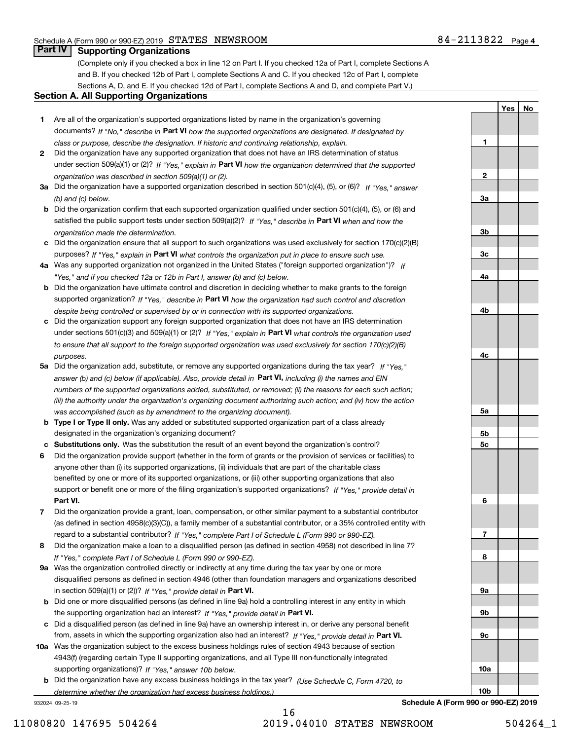Schedule A (Form 990 or 990-EZ) 2019 STATES NEWSROOM 84-2113822 Page 4

## Part IV Supporting Organizations

(Complete only if you checked a box in line 12 on Part I. If you checked 12a of Part I, complete Sections A and B. If you checked 12b of Part I, complete Sections A and C. If you checked 12c of Part I, complete Sections A, D, and E. If you checked 12d of Part I, complete Sections A and D, and complete Part V.)

### Section A. All Supporting Organizations

| | | Line | Yes | No |
|---|---|---|---|---|
| **1** | Are all of the organization's supported organizations listed by name in the organization's governing documents? *If "No," describe in* **Part VI** *how the supported organizations are designated. If designated by class or purpose, describe the designation. If historic and continuing relationship, explain.* | 1 | | |
| **2** | Did the organization have any supported organization that does not have an IRS determination of status under section 509(a)(1) or (2)? *If "Yes," explain in* **Part VI** *how the organization determined that the supported organization was described in section 509(a)(1) or (2).* | 2 | | |
| **3a** | Did the organization have a supported organization described in section 501(c)(4), (5), or (6)? *If "Yes," answer (b) and (c) below.* | 3a | | |
| **b** | Did the organization confirm that each supported organization qualified under section 501(c)(4), (5), or (6) and satisfied the public support tests under section 509(a)(2)? *If "Yes," describe in* **Part VI** *when and how the organization made the determination.* | 3b | | |
| **c** | Did the organization ensure that all support to such organizations was used exclusively for section 170(c)(2)(B) purposes? *If "Yes," explain in* **Part VI** *what controls the organization put in place to ensure such use.* | 3c | | |
| **4a** | Was any supported organization not organized in the United States ("foreign supported organization")? *If "Yes," and if you checked 12a or 12b in Part I, answer (b) and (c) below.* | 4a | | |
| **b** | Did the organization have ultimate control and discretion in deciding whether to make grants to the foreign supported organization? *If "Yes," describe in* **Part VI** *how the organization had such control and discretion despite being controlled or supervised by or in connection with its supported organizations.* | 4b | | |
| **c** | Did the organization support any foreign supported organization that does not have an IRS determination under sections 501(c)(3) and 509(a)(1) or (2)? *If "Yes," explain in* **Part VI** *what controls the organization used to ensure that all support to the foreign supported organization was used exclusively for section 170(c)(2)(B) purposes.* | 4c | | |
| **5a** | Did the organization add, substitute, or remove any supported organizations during the tax year? *If "Yes," answer (b) and (c) below (if applicable). Also, provide detail in* **Part VI,** *including (i) the names and EIN numbers of the supported organizations added, substituted, or removed; (ii) the reasons for each such action; (iii) the authority under the organization's organizing document authorizing such action; and (iv) how the action was accomplished (such as by amendment to the organizing document).* | 5a | | |
| **b** | **Type I or Type II only.** Was any added or substituted supported organization part of a class already designated in the organization's organizing document? | 5b | | |
| **c** | **Substitutions only.** Was the substitution the result of an event beyond the organization's control? | 5c | | |
| **6** | Did the organization provide support (whether in the form of grants or the provision of services or facilities) to anyone other than (i) its supported organizations, (ii) individuals that are part of the charitable class benefited by one or more of its supported organizations, or (iii) other supporting organizations that also support or benefit one or more of the filing organization's supported organizations? *If "Yes," provide detail in* **Part VI.** | 6 | | |
| **7** | Did the organization provide a grant, loan, compensation, or other similar payment to a substantial contributor (as defined in section 4958(c)(3)(C)), a family member of a substantial contributor, or a 35% controlled entity with regard to a substantial contributor? *If "Yes," complete Part I of Schedule L (Form 990 or 990-EZ).* | 7 | | |
| **8** | Did the organization make a loan to a disqualified person (as defined in section 4958) not described in line 7? *If "Yes," complete Part I of Schedule L (Form 990 or 990-EZ).* | 8 | | |
| **9a** | Was the organization controlled directly or indirectly at any time during the tax year by one or more disqualified persons as defined in section 4946 (other than foundation managers and organizations described in section 509(a)(1) or (2))? *If "Yes," provide detail in* **Part VI.** | 9a | | |
| **b** | Did one or more disqualified persons (as defined in line 9a) hold a controlling interest in any entity in which the supporting organization had an interest? *If "Yes," provide detail in* **Part VI.** | 9b | | |
| **c** | Did a disqualified person (as defined in line 9a) have an ownership interest in, or derive any personal benefit from, assets in which the supporting organization also had an interest? *If "Yes," provide detail in* **Part VI.** | 9c | | |
| **10a** | Was the organization subject to the excess business holdings rules of section 4943 because of section 4943(f) (regarding certain Type II supporting organizations, and all Type III non-functionally integrated supporting organizations)? *If "Yes," answer 10b below.* | 10a | | |
| **b** | Did the organization have any excess business holdings in the tax year? *(Use Schedule C, Form 4720, to determine whether the organization had excess business holdings.)* | 10b | | |

932024 09-25-19 **Schedule A (Form 990 or 990-EZ) 2019**

11080820 147695 504264 2019.04010 STATES NEWSROOM 504264_1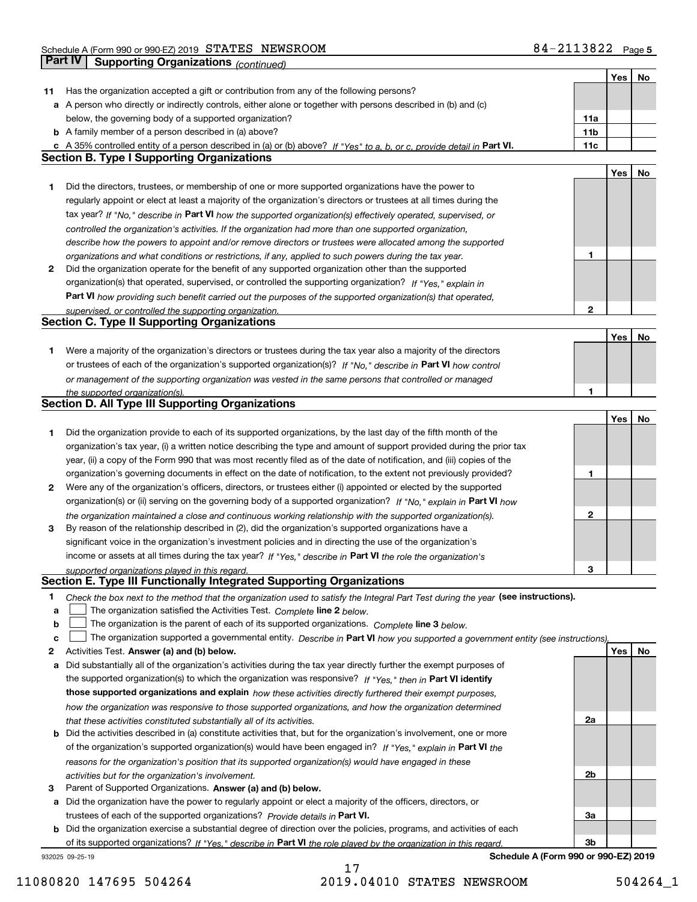## Part IV Supporting Organizations *(continued)*

| | | | Yes | No |
|---|---|---|---|---|
| **11** | Has the organization accepted a gift or contribution from any of the following persons? | | | |
| **a** | A person who directly or indirectly controls, either alone or together with persons described in (b) and (c) below, the governing body of a supported organization? | 11a | | |
| **b** | A family member of a person described in (a) above? | 11b | | |
| **c** | A 35% controlled entity of a person described in (a) or (b) above? *If "Yes" to a, b, or c, provide detail in* **Part VI.** | 11c | | |

### Section B. Type I Supporting Organizations

| | | | Yes | No |
|---|---|---|---|---|
| **1** | Did the directors, trustees, or membership of one or more supported organizations have the power to regularly appoint or elect at least a majority of the organization's directors or trustees at all times during the tax year? *If "No," describe in* **Part VI** *how the supported organization(s) effectively operated, supervised, or controlled the organization's activities. If the organization had more than one supported organization, describe how the powers to appoint and/or remove directors or trustees were allocated among the supported organizations and what conditions or restrictions, if any, applied to such powers during the tax year.* | 1 | | |
| **2** | Did the organization operate for the benefit of any supported organization other than the supported organization(s) that operated, supervised, or controlled the supporting organization? *If "Yes," explain in* **Part VI** *how providing such benefit carried out the purposes of the supported organization(s) that operated, supervised, or controlled the supporting organization.* | 2 | | |

### Section C. Type II Supporting Organizations

| | | | Yes | No |
|---|---|---|---|---|
| **1** | Were a majority of the organization's directors or trustees during the tax year also a majority of the directors or trustees of each of the organization's supported organization(s)? *If "No," describe in* **Part VI** *how control or management of the supporting organization was vested in the same persons that controlled or managed the supported organization(s).* | 1 | | |

### Section D. All Type III Supporting Organizations

| | | | Yes | No |
|---|---|---|---|---|
| **1** | Did the organization provide to each of its supported organizations, by the last day of the fifth month of the organization's tax year, (i) a written notice describing the type and amount of support provided during the prior tax year, (ii) a copy of the Form 990 that was most recently filed as of the date of notification, and (iii) copies of the organization's governing documents in effect on the date of notification, to the extent not previously provided? | 1 | | |
| **2** | Were any of the organization's officers, directors, or trustees either (i) appointed or elected by the supported organization(s) or (ii) serving on the governing body of a supported organization? *If "No," explain in* **Part VI** *how the organization maintained a close and continuous working relationship with the supported organization(s).* | 2 | | |
| **3** | By reason of the relationship described in (2), did the organization's supported organizations have a significant voice in the organization's investment policies and in directing the use of the organization's income or assets at all times during the tax year? *If "Yes," describe in* **Part VI** *the role the organization's supported organizations played in this regard.* | 3 | | |

### Section E. Type III Functionally Integrated Supporting Organizations

**1** *Check the box next to the method that the organization used to satisfy the Integral Part Test during the year* **(see instructions).**

- **a** ☐ The organization satisfied the Activities Test. *Complete* **line 2** *below.*
- **b** ☐ The organization is the parent of each of its supported organizations. *Complete* **line 3** *below.*
- **c** ☐ The organization supported a governmental entity. *Describe in* **Part VI** *how you supported a government entity (see instructions).*

| | | | Yes | No |
|---|---|---|---|---|
| **2** | Activities Test. **Answer (a) and (b) below.** | | | |
| **a** | Did substantially all of the organization's activities during the tax year directly further the exempt purposes of the supported organization(s) to which the organization was responsive? *If "Yes," then in* **Part VI identify those supported organizations and explain** *how these activities directly furthered their exempt purposes, how the organization was responsive to those supported organizations, and how the organization determined that these activities constituted substantially all of its activities.* | 2a | | |
| **b** | Did the activities described in (a) constitute activities that, but for the organization's involvement, one or more of the organization's supported organization(s) would have been engaged in? *If "Yes," explain in* **Part VI** *the reasons for the organization's position that its supported organization(s) would have engaged in these activities but for the organization's involvement.* | 2b | | |
| **3** | Parent of Supported Organizations. **Answer (a) and (b) below.** | | | |
| **a** | Did the organization have the power to regularly appoint or elect a majority of the officers, directors, or trustees of each of the supported organizations? *Provide details in* **Part VI.** | 3a | | |
| **b** | Did the organization exercise a substantial degree of direction over the policies, programs, and activities of each of its supported organizations? *If "Yes," describe in* **Part VI** *the role played by the organization in this regard.* | 3b | | |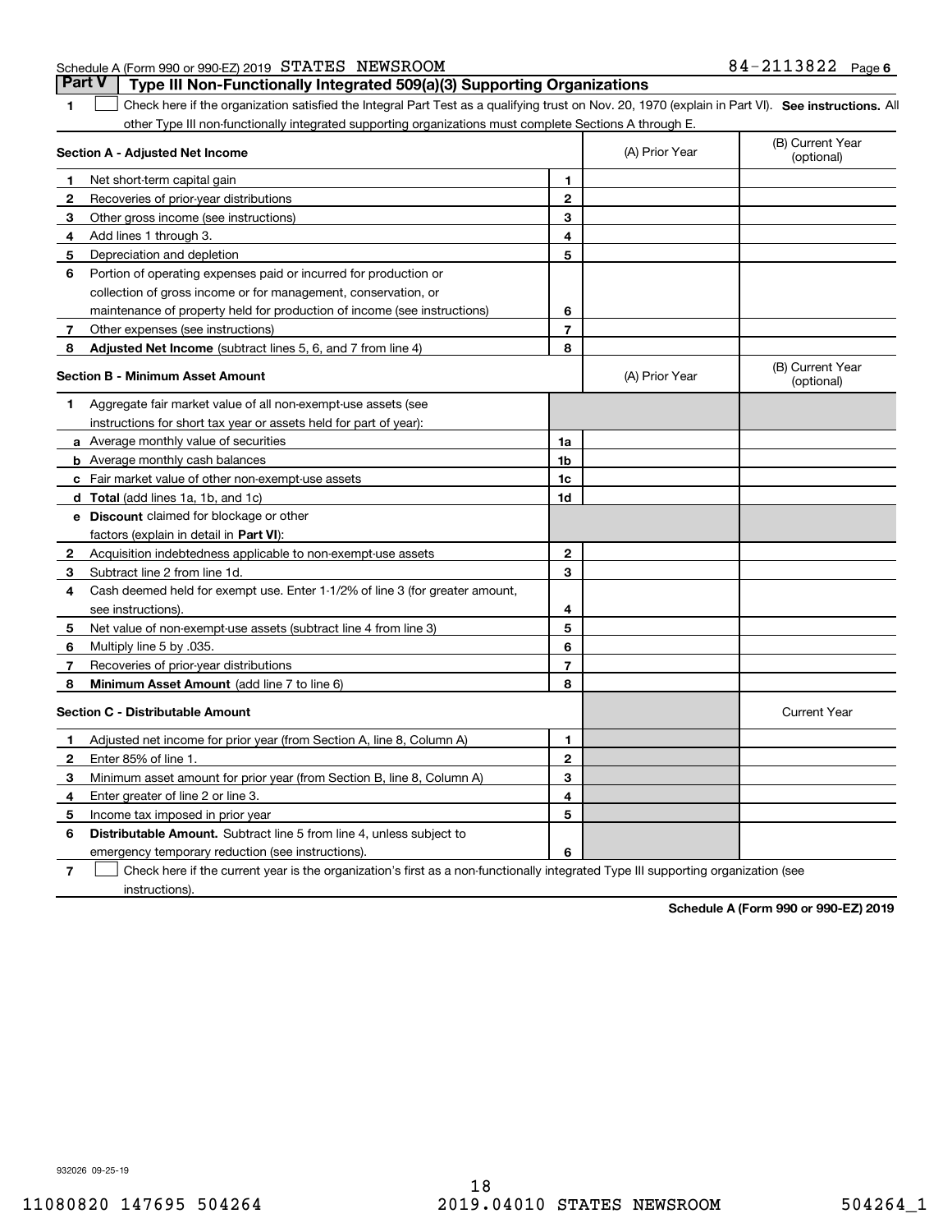Schedule A (Form 990 or 990-EZ) 2019 STATES NEWSROOM 84-2113822 Page 6

## Part V Type III Non-Functionally Integrated 509(a)(3) Supporting Organizations

**1** ☐ Check here if the organization satisfied the Integral Part Test as a qualifying trust on Nov. 20, 1970 (explain in Part VI). **See instructions.** All other Type III non-functionally integrated supporting organizations must complete Sections A through E.

| **Section A - Adjusted Net Income** | | | (A) Prior Year | (B) Current Year (optional) |
|---|---|---|---|---|
| 1 | Net short-term capital gain | 1 | | |
| 2 | Recoveries of prior-year distributions | 2 | | |
| 3 | Other gross income (see instructions) | 3 | | |
| 4 | Add lines 1 through 3. | 4 | | |
| 5 | Depreciation and depletion | 5 | | |
| 6 | Portion of operating expenses paid or incurred for production or collection of gross income or for management, conservation, or maintenance of property held for production of income (see instructions) | 6 | | |
| 7 | Other expenses (see instructions) | 7 | | |
| 8 | **Adjusted Net Income** (subtract lines 5, 6, and 7 from line 4) | 8 | | |

| **Section B - Minimum Asset Amount** | | | (A) Prior Year | (B) Current Year (optional) |
|---|---|---|---|---|
| 1 | Aggregate fair market value of all non-exempt-use assets (see instructions for short tax year or assets held for part of year): | | | |
| a | Average monthly value of securities | 1a | | |
| b | Average monthly cash balances | 1b | | |
| c | Fair market value of other non-exempt-use assets | 1c | | |
| d | **Total** (add lines 1a, 1b, and 1c) | 1d | | |
| e | **Discount** claimed for blockage or other factors (explain in detail in **Part VI**): | | | |
| 2 | Acquisition indebtedness applicable to non-exempt-use assets | 2 | | |
| 3 | Subtract line 2 from line 1d. | 3 | | |
| 4 | Cash deemed held for exempt use. Enter 1-1/2% of line 3 (for greater amount, see instructions). | 4 | | |
| 5 | Net value of non-exempt-use assets (subtract line 4 from line 3) | 5 | | |
| 6 | Multiply line 5 by .035. | 6 | | |
| 7 | Recoveries of prior-year distributions | 7 | | |
| 8 | **Minimum Asset Amount** (add line 7 to line 6) | 8 | | |

| **Section C - Distributable Amount** | | | | Current Year |
|---|---|---|---|---|
| 1 | Adjusted net income for prior year (from Section A, line 8, Column A) | 1 | | |
| 2 | Enter 85% of line 1. | 2 | | |
| 3 | Minimum asset amount for prior year (from Section B, line 8, Column A) | 3 | | |
| 4 | Enter greater of line 2 or line 3. | 4 | | |
| 5 | Income tax imposed in prior year | 5 | | |
| 6 | **Distributable Amount.** Subtract line 5 from line 4, unless subject to emergency temporary reduction (see instructions). | 6 | | |

**7** ☐ Check here if the current year is the organization's first as a non-functionally integrated Type III supporting organization (see instructions).

**Schedule A (Form 990 or 990-EZ) 2019**

932026 09-25-19

11080820 147695 504264 2019.04010 STATES NEWSROOM 504264_1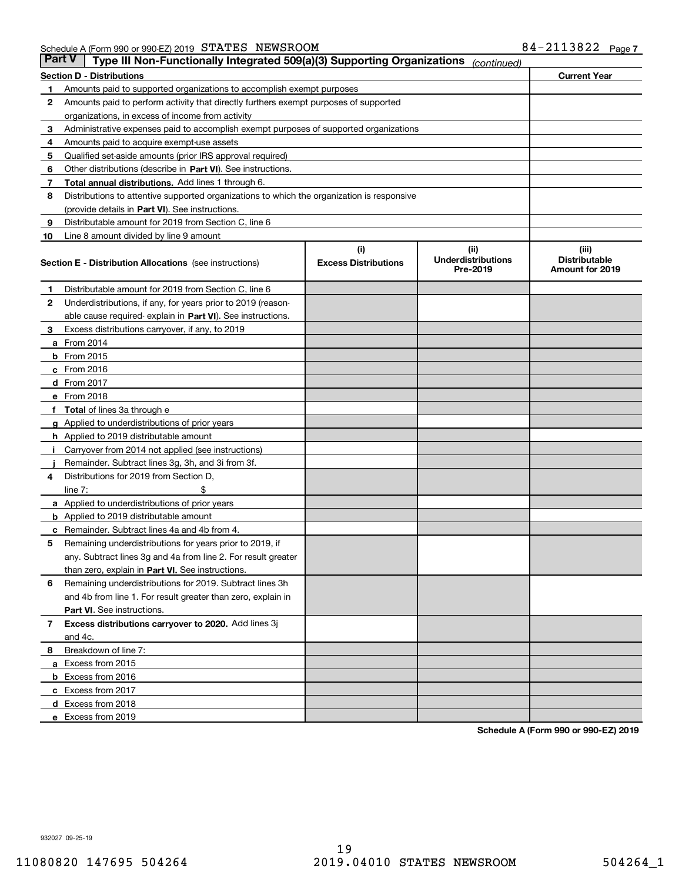Schedule A (Form 990 or 990-EZ) 2019 STATES NEWSROOM 84-2113822

## Part V Type III Non-Functionally Integrated 509(a)(3) Supporting Organizations *(continued)*

| Section D - Distributions | | Current Year |
|---|---|---|
| 1 | Amounts paid to supported organizations to accomplish exempt purposes | |
| 2 | Amounts paid to perform activity that directly furthers exempt purposes of supported organizations, in excess of income from activity | |
| 3 | Administrative expenses paid to accomplish exempt purposes of supported organizations | |
| 4 | Amounts paid to acquire exempt-use assets | |
| 5 | Qualified set-aside amounts (prior IRS approval required) | |
| 6 | Other distributions (describe in **Part VI**). See instructions. | |
| 7 | **Total annual distributions.** Add lines 1 through 6. | |
| 8 | Distributions to attentive supported organizations to which the organization is responsive (provide details in **Part VI**). See instructions. | |
| 9 | Distributable amount for 2019 from Section C, line 6 | |
| 10 | Line 8 amount divided by line 9 amount | |

| Section E - Distribution Allocations (see instructions) | (i) Excess Distributions | (ii) Underdistributions Pre-2019 | (iii) Distributable Amount for 2019 |
|---|---|---|---|
| **1** Distributable amount for 2019 from Section C, line 6 | | | |
| **2** Underdistributions, if any, for years prior to 2019 (reasonable cause required- explain in **Part VI**). See instructions. | | | |
| **3** Excess distributions carryover, if any, to 2019 | | | |
| **a** From 2014 | | | |
| **b** From 2015 | | | |
| **c** From 2016 | | | |
| **d** From 2017 | | | |
| **e** From 2018 | | | |
| **f Total** of lines 3a through e | | | |
| **g** Applied to underdistributions of prior years | | | |
| **h** Applied to 2019 distributable amount | | | |
| **i** Carryover from 2014 not applied (see instructions) | | | |
| **j** Remainder. Subtract lines 3g, 3h, and 3i from 3f. | | | |
| **4** Distributions for 2019 from Section D, line 7: $ | | | |
| **a** Applied to underdistributions of prior years | | | |
| **b** Applied to 2019 distributable amount | | | |
| **c** Remainder. Subtract lines 4a and 4b from 4. | | | |
| **5** Remaining underdistributions for years prior to 2019, if any. Subtract lines 3g and 4a from line 2. For result greater than zero, explain in **Part VI.** See instructions. | | | |
| **6** Remaining underdistributions for 2019. Subtract lines 3h and 4b from line 1. For result greater than zero, explain in **Part VI**. See instructions. | | | |
| **7 Excess distributions carryover to 2020.** Add lines 3j and 4c. | | | |
| **8** Breakdown of line 7: | | | |
| **a** Excess from 2015 | | | |
| **b** Excess from 2016 | | | |
| **c** Excess from 2017 | | | |
| **d** Excess from 2018 | | | |
| **e** Excess from 2019 | | | |

**Schedule A (Form 990 or 990-EZ) 2019**

932027 09-25-19

11080820 147695 504264 2019.04010 STATES NEWSROOM 504264_1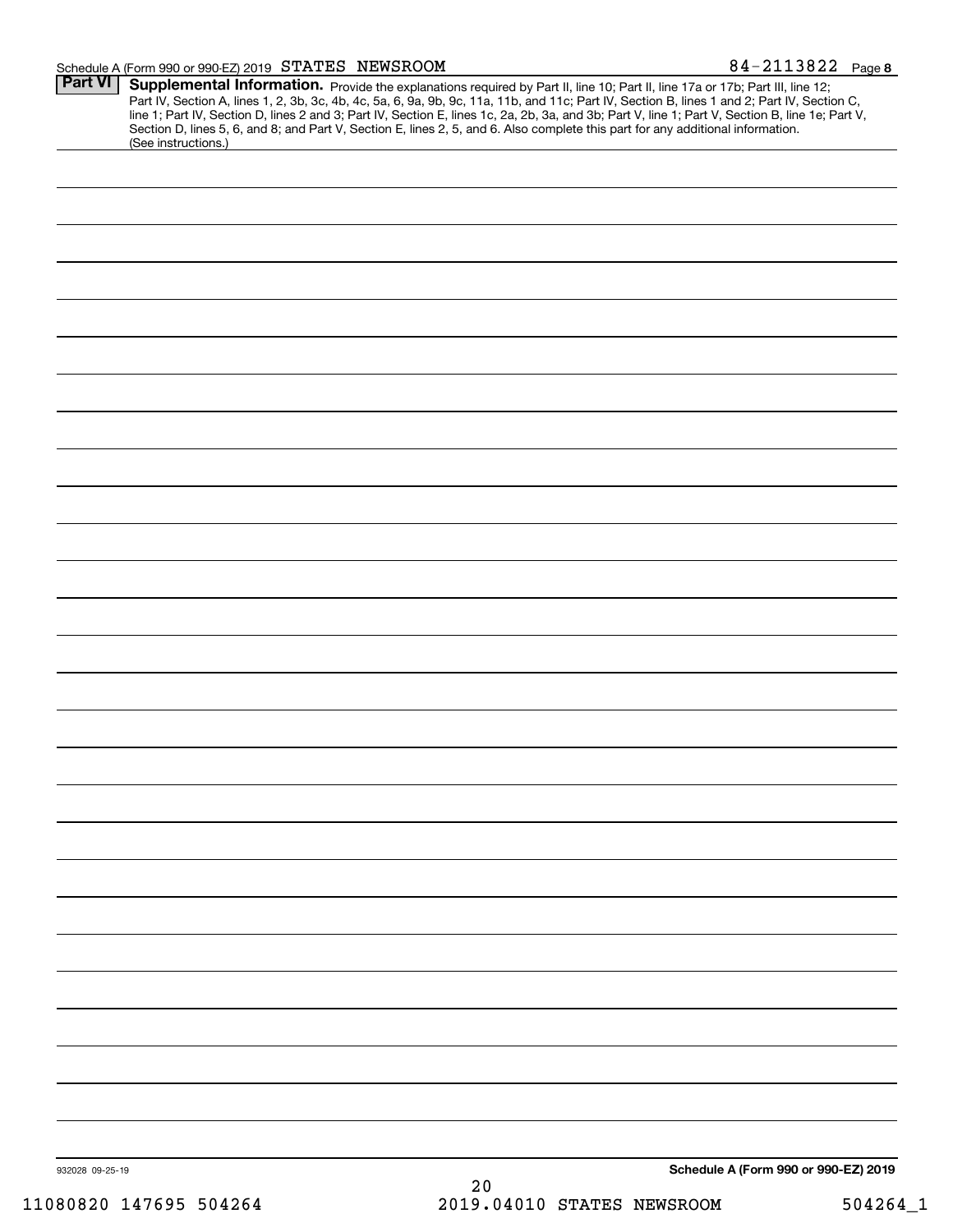Schedule A (Form 990 or 990-EZ) 2019 STATES NEWSROOM 84-2113822 Page 8

**Part VI** **Supplemental Information.** Provide the explanations required by Part II, line 10; Part II, line 17a or 17b; Part III, line 12; Part IV, Section A, lines 1, 2, 3b, 3c, 4b, 4c, 5a, 6, 9a, 9b, 9c, 11a, 11b, and 11c; Part IV, Section B, lines 1 and 2; Part IV, Section C, line 1; Part IV, Section D, lines 2 and 3; Part IV, Section E, lines 1c, 2a, 2b, 3a, and 3b; Part V, line 1; Part V, Section B, line 1e; Part V, Section D, lines 5, 6, and 8; and Part V, Section E, lines 2, 5, and 6. Also complete this part for any additional information. (See instructions.)

932028 09-25-19

**Schedule A (Form 990 or 990-EZ) 2019**

11080820 147695 504264 2019.04010 STATES NEWSROOM 504264_1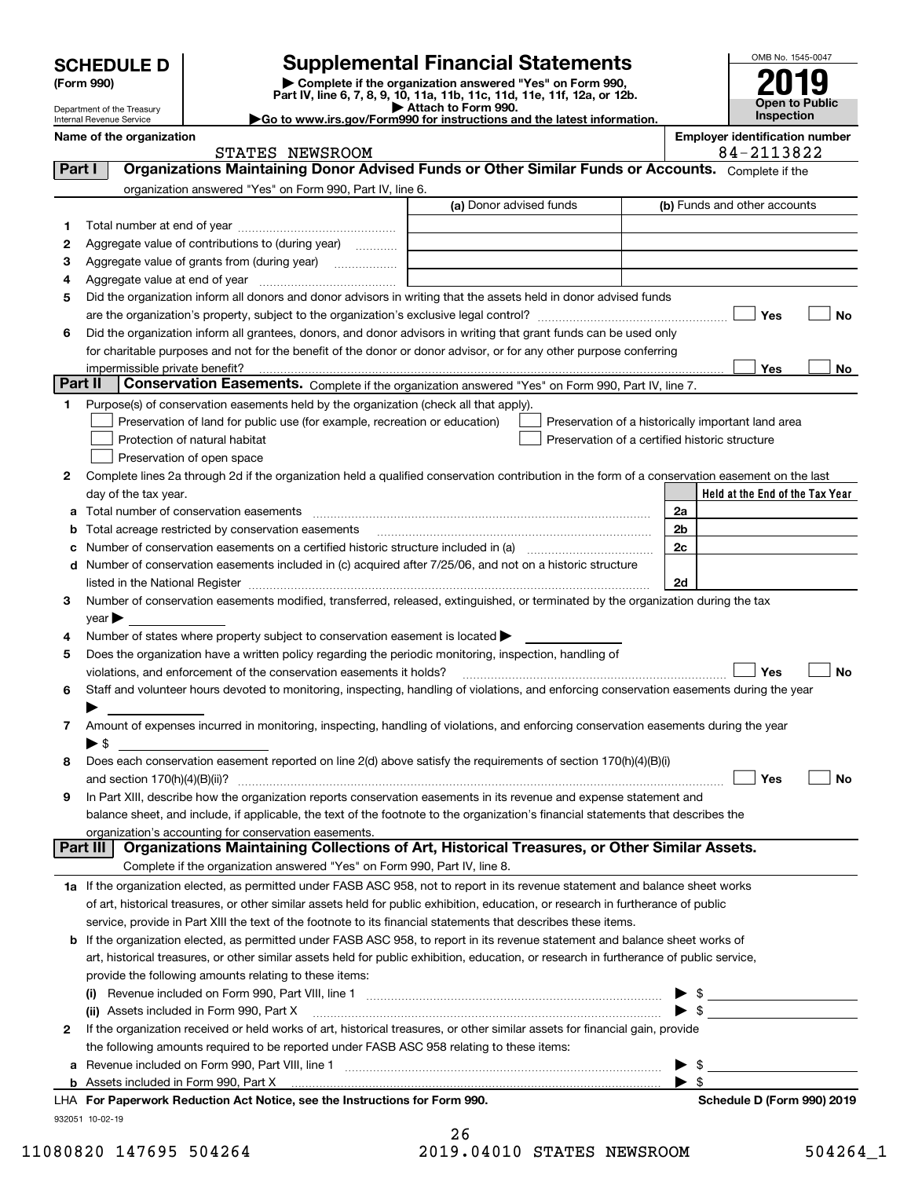# SCHEDULE D (Form 990)

Department of the Treasury
Internal Revenue Service

## Supplemental Financial Statements

▶ Complete if the organization answered "Yes" on Form 990, Part IV, line 6, 7, 8, 9, 10, 11a, 11b, 11c, 11d, 11e, 11f, 12a, or 12b.
▶ Attach to Form 990.
▶Go to www.irs.gov/Form990 for instructions and the latest information.

OMB No. 1545-0047
**2019**
**Open to Public Inspection**

**Name of the organization:** STATES NEWSROOM
**Employer identification number:** 84-2113822

## Part I — Organizations Maintaining Donor Advised Funds or Other Similar Funds or Accounts.

Complete if the organization answered "Yes" on Form 990, Part IV, line 6.

| | | (a) Donor advised funds | (b) Funds and other accounts |
|---|---|---|---|
| 1 | Total number at end of year | | |
| 2 | Aggregate value of contributions to (during year) | | |
| 3 | Aggregate value of grants from (during year) | | |
| 4 | Aggregate value at end of year | | |

5 Did the organization inform all donors and donor advisors in writing that the assets held in donor advised funds are the organization's property, subject to the organization's exclusive legal control? ☐ Yes ☐ No

6 Did the organization inform all grantees, donors, and donor advisors in writing that grant funds can be used only for charitable purposes and not for the benefit of the donor or donor advisor, or for any other purpose conferring impermissible private benefit? ☐ Yes ☐ No

## Part II — Conservation Easements.

Complete if the organization answered "Yes" on Form 990, Part IV, line 7.

1 Purpose(s) of conservation easements held by the organization (check all that apply).

- ☐ Preservation of land for public use (for example, recreation or education)
- ☐ Protection of natural habitat
- ☐ Preservation of open space
- ☐ Preservation of a historically important land area
- ☐ Preservation of a certified historic structure

2 Complete lines 2a through 2d if the organization held a qualified conservation contribution in the form of a conservation easement on the last day of the tax year.

| | | | Held at the End of the Tax Year |
|---|---|---|---|
| a | Total number of conservation easements | 2a | |
| b | Total acreage restricted by conservation easements | 2b | |
| c | Number of conservation easements on a certified historic structure included in (a) | 2c | |
| d | Number of conservation easements included in (c) acquired after 7/25/06, and not on a historic structure listed in the National Register | 2d | |

3 Number of conservation easements modified, transferred, released, extinguished, or terminated by the organization during the tax year ▶

4 Number of states where property subject to conservation easement is located ▶

5 Does the organization have a written policy regarding the periodic monitoring, inspection, handling of violations, and enforcement of the conservation easements it holds? ☐ Yes ☐ No

6 Staff and volunteer hours devoted to monitoring, inspecting, handling of violations, and enforcing conservation easements during the year ▶

7 Amount of expenses incurred in monitoring, inspecting, handling of violations, and enforcing conservation easements during the year ▶ $

8 Does each conservation easement reported on line 2(d) above satisfy the requirements of section 170(h)(4)(B)(i) and section 170(h)(4)(B)(ii)? ☐ Yes ☐ No

9 In Part XIII, describe how the organization reports conservation easements in its revenue and expense statement and balance sheet, and include, if applicable, the text of the footnote to the organization's financial statements that describes the organization's accounting for conservation easements.

## Part III — Organizations Maintaining Collections of Art, Historical Treasures, or Other Similar Assets.

Complete if the organization answered "Yes" on Form 990, Part IV, line 8.

1a If the organization elected, as permitted under FASB ASC 958, not to report in its revenue statement and balance sheet works of art, historical treasures, or other similar assets held for public exhibition, education, or research in furtherance of public service, provide in Part XIII the text of the footnote to its financial statements that describes these items.

b If the organization elected, as permitted under FASB ASC 958, to report in its revenue statement and balance sheet works of art, historical treasures, or other similar assets held for public exhibition, education, or research in furtherance of public service, provide the following amounts relating to these items:

(i) Revenue included on Form 990, Part VIII, line 1 ▶ $

(ii) Assets included in Form 990, Part X ▶ $

2 If the organization received or held works of art, historical treasures, or other similar assets for financial gain, provide the following amounts required to be reported under FASB ASC 958 relating to these items:

a Revenue included on Form 990, Part VIII, line 1 ▶ $

b Assets included in Form 990, Part X ▶ $

LHA For Paperwork Reduction Act Notice, see the Instructions for Form 990. Schedule D (Form 990) 2019

932051 10-02-19

11080820 147695 504264 2019.04010 STATES NEWSROOM 504264_1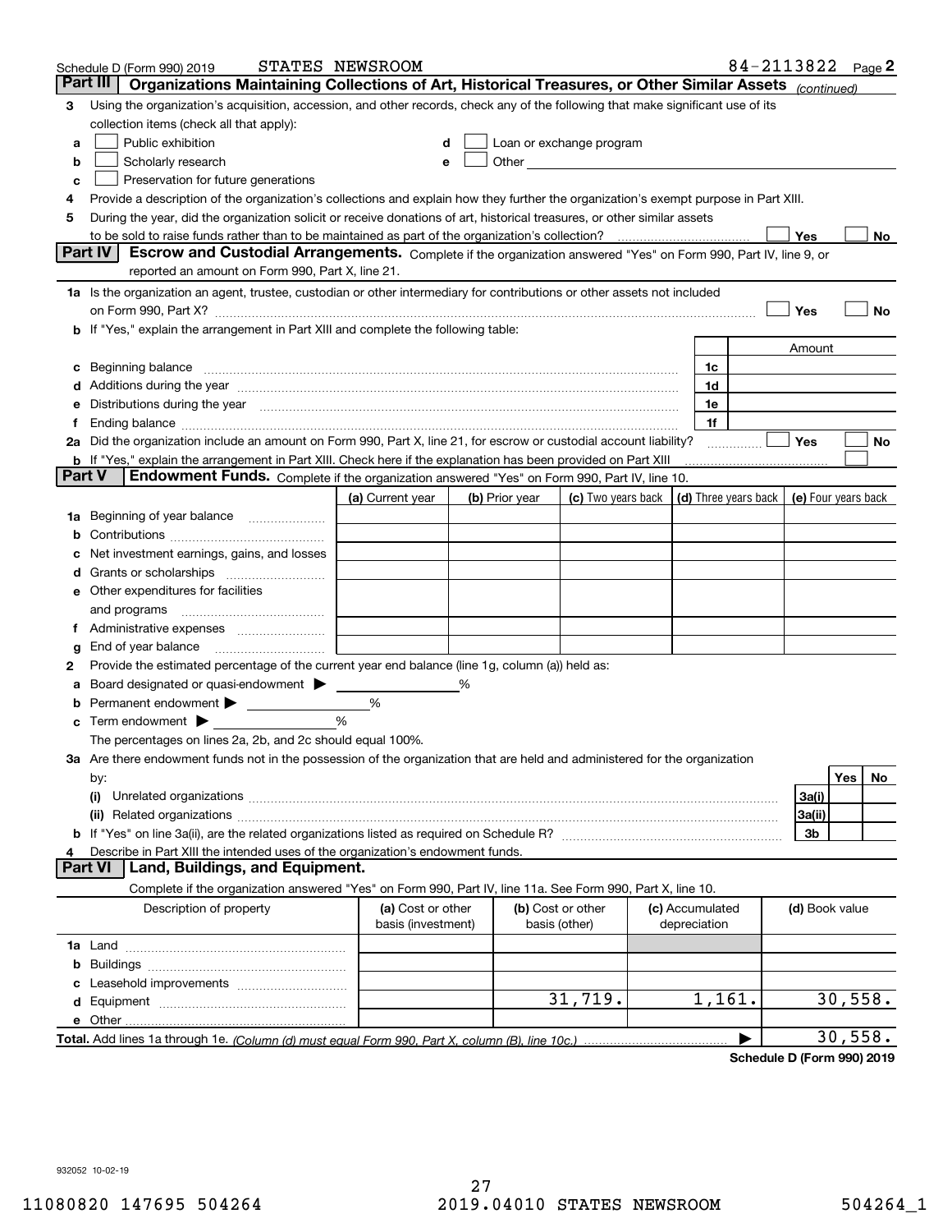Schedule D (Form 990) 2019 STATES NEWSROOM 84-2113822 Page 2

## Part III Organizations Maintaining Collections of Art, Historical Treasures, or Other Similar Assets *(continued)*

**3** Using the organization's acquisition, accession, and other records, check any of the following that make significant use of its collection items (check all that apply):

- **a** ☐ Public exhibition
- **b** ☐ Scholarly research
- **c** ☐ Preservation for future generations
- **d** ☐ Loan or exchange program
- **e** ☐ Other

**4** Provide a description of the organization's collections and explain how they further the organization's exempt purpose in Part XIII.

**5** During the year, did the organization solicit or receive donations of art, historical treasures, or other similar assets to be sold to raise funds rather than to be maintained as part of the organization's collection? ☐ Yes ☐ No

## Part IV Escrow and Custodial Arrangements.

Complete if the organization answered "Yes" on Form 990, Part IV, line 9, or reported an amount on Form 990, Part X, line 21.

**1a** Is the organization an agent, trustee, custodian or other intermediary for contributions or other assets not included on Form 990, Part X? ☐ Yes ☐ No

**b** If "Yes," explain the arrangement in Part XIII and complete the following table:

| | | Amount |
|---|---|---|
| **c** Beginning balance | 1c | |
| **d** Additions during the year | 1d | |
| **e** Distributions during the year | 1e | |
| **f** Ending balance | 1f | |

**2a** Did the organization include an amount on Form 990, Part X, line 21, for escrow or custodial account liability? ☐ Yes ☐ No

**b** If "Yes," explain the arrangement in Part XIII. Check here if the explanation has been provided on Part XIII ☐

## Part V Endowment Funds.

Complete if the organization answered "Yes" on Form 990, Part IV, line 10.

| | (a) Current year | (b) Prior year | (c) Two years back | (d) Three years back | (e) Four years back |
|---|---|---|---|---|---|
| **1a** Beginning of year balance | | | | | |
| **b** Contributions | | | | | |
| **c** Net investment earnings, gains, and losses | | | | | |
| **d** Grants or scholarships | | | | | |
| **e** Other expenditures for facilities and programs | | | | | |
| **f** Administrative expenses | | | | | |
| **g** End of year balance | | | | | |

**2** Provide the estimated percentage of the current year end balance (line 1g, column (a)) held as:

- **a** Board designated or quasi-endowment ▶ ______ %
- **b** Permanent endowment ▶ ______ %
- **c** Term endowment ▶ ______ %

The percentages on lines 2a, 2b, and 2c should equal 100%.

**3a** Are there endowment funds not in the possession of the organization that are held and administered for the organization by:

| | | Yes | No |
|---|---|---|---|
| **(i)** Unrelated organizations | 3a(i) | | |
| **(ii)** Related organizations | 3a(ii) | | |
| **b** If "Yes" on line 3a(ii), are the related organizations listed as required on Schedule R? | 3b | | |

**4** Describe in Part XIII the intended uses of the organization's endowment funds.

## Part VI Land, Buildings, and Equipment.

Complete if the organization answered "Yes" on Form 990, Part IV, line 11a. See Form 990, Part X, line 10.

| Description of property | (a) Cost or other basis (investment) | (b) Cost or other basis (other) | (c) Accumulated depreciation | (d) Book value |
|---|---|---|---|---|
| **1a** Land | | | | |
| **b** Buildings | | | | |
| **c** Leasehold improvements | | | | |
| **d** Equipment | | 31,719. | 1,161. | 30,558. |
| **e** Other | | | | |
| **Total.** Add lines 1a through 1e. *(Column (d) must equal Form 990, Part X, column (B), line 10c.)* | | | ▶ | 30,558. |

**Schedule D (Form 990) 2019**

932052 10-02-19

11080820 147695 504264 2019.04010 STATES NEWSROOM 504264_1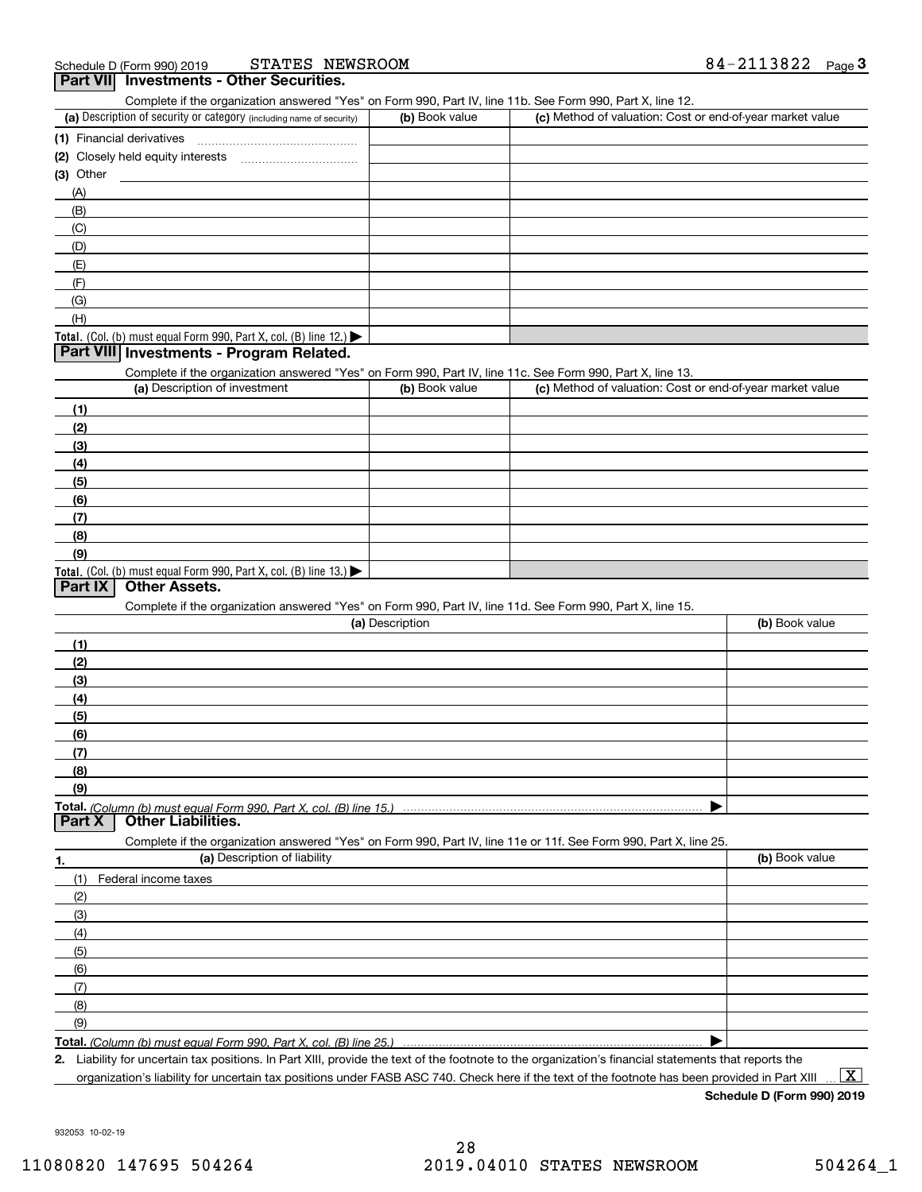Schedule D (Form 990) 2019 STATES NEWSROOM 84-2113822 Page 3

## Part VII Investments - Other Securities.

Complete if the organization answered "Yes" on Form 990, Part IV, line 11b. See Form 990, Part X, line 12.

| (a) Description of security or category (including name of security) | (b) Book value | (c) Method of valuation: Cost or end-of-year market value |
|---|---|---|
| (1) Financial derivatives | | |
| (2) Closely held equity interests | | |
| (3) Other | | |
| (A) | | |
| (B) | | |
| (C) | | |
| (D) | | |
| (E) | | |
| (F) | | |
| (G) | | |
| (H) | | |
| **Total.** (Col. (b) must equal Form 990, Part X, col. (B) line 12.) | | |

## Part VIII Investments - Program Related.

Complete if the organization answered "Yes" on Form 990, Part IV, line 11c. See Form 990, Part X, line 13.

| (a) Description of investment | (b) Book value | (c) Method of valuation: Cost or end-of-year market value |
|---|---|---|
| (1) | | |
| (2) | | |
| (3) | | |
| (4) | | |
| (5) | | |
| (6) | | |
| (7) | | |
| (8) | | |
| (9) | | |
| **Total.** (Col. (b) must equal Form 990, Part X, col. (B) line 13.) | | |

## Part IX Other Assets.

Complete if the organization answered "Yes" on Form 990, Part IV, line 11d. See Form 990, Part X, line 15.

| (a) Description | (b) Book value |
|---|---|
| (1) | |
| (2) | |
| (3) | |
| (4) | |
| (5) | |
| (6) | |
| (7) | |
| (8) | |
| (9) | |
| **Total.** *(Column (b) must equal Form 990, Part X, col. (B) line 15.)* | |

## Part X Other Liabilities.

Complete if the organization answered "Yes" on Form 990, Part IV, line 11e or 11f. See Form 990, Part X, line 25.

| 1. (a) Description of liability | (b) Book value |
|---|---|
| (1) Federal income taxes | |
| (2) | |
| (3) | |
| (4) | |
| (5) | |
| (6) | |
| (7) | |
| (8) | |
| (9) | |
| **Total.** *(Column (b) must equal Form 990, Part X, col. (B) line 25.)* | |

**2.** Liability for uncertain tax positions. In Part XIII, provide the text of the footnote to the organization's financial statements that reports the organization's liability for uncertain tax positions under FASB ASC 740. Check here if the text of the footnote has been provided in Part XIII ... [X]

**Schedule D (Form 990) 2019**

932053 10-02-19

28

11080820 147695 504264 2019.04010 STATES NEWSROOM 504264_1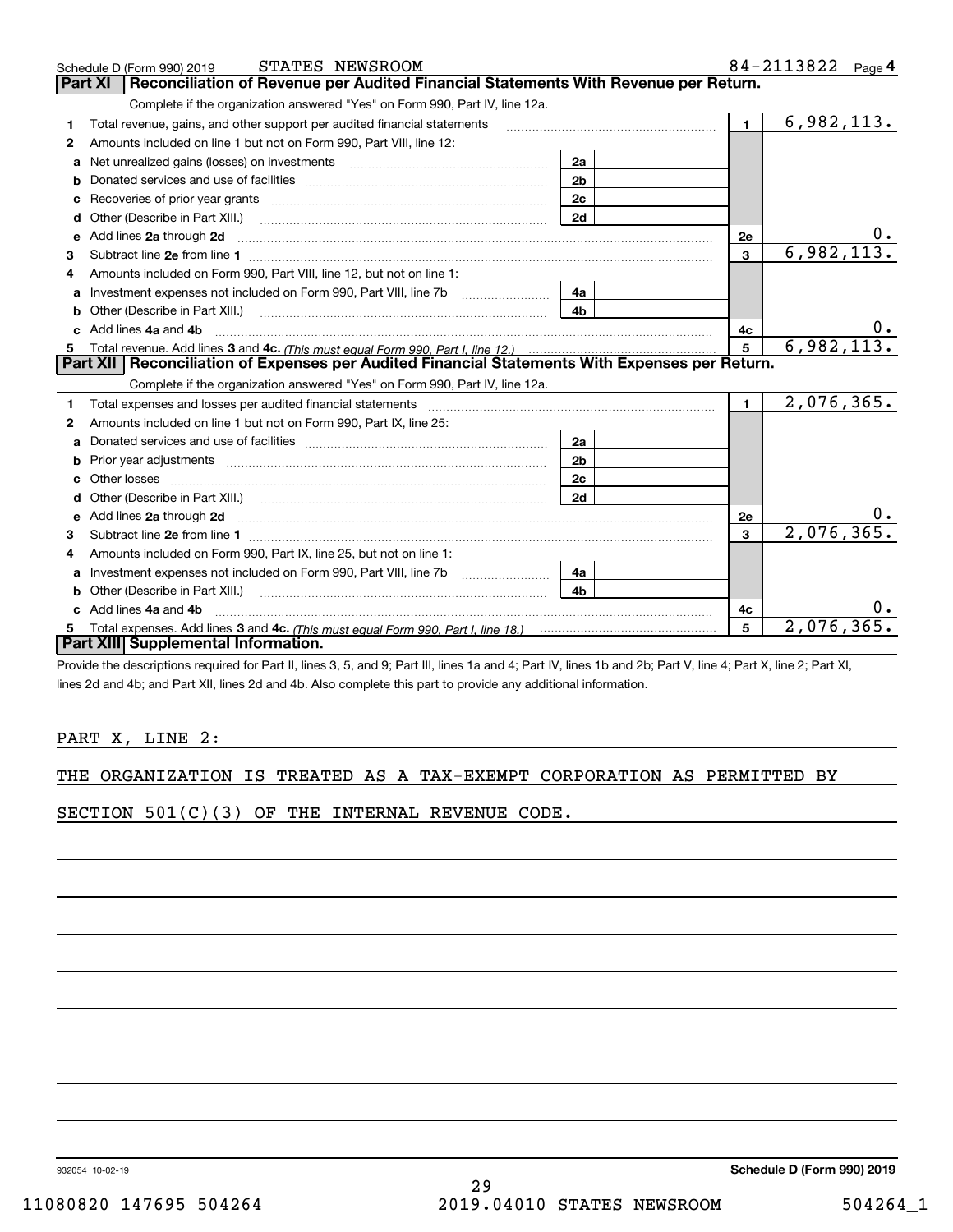Schedule D (Form 990) 2019 STATES NEWSROOM 84-2113822 Page 4

## Part XI Reconciliation of Revenue per Audited Financial Statements With Revenue per Return.

Complete if the organization answered "Yes" on Form 990, Part IV, line 12a.

| | | | | | |
|---|---|---|---|---|---|
| 1 | Total revenue, gains, and other support per audited financial statements | | | 1 | 6,982,113. |
| 2 | Amounts included on line 1 but not on Form 990, Part VIII, line 12: | | | | |
| a | Net unrealized gains (losses) on investments | 2a | | | |
| b | Donated services and use of facilities | 2b | | | |
| c | Recoveries of prior year grants | 2c | | | |
| d | Other (Describe in Part XIII.) | 2d | | | |
| e | Add lines 2a through 2d | | | 2e | 0. |
| 3 | Subtract line 2e from line 1 | | | 3 | 6,982,113. |
| 4 | Amounts included on Form 990, Part VIII, line 12, but not on line 1: | | | | |
| a | Investment expenses not included on Form 990, Part VIII, line 7b | 4a | | | |
| b | Other (Describe in Part XIII.) | 4b | | | |
| c | Add lines 4a and 4b | | | 4c | 0. |
| 5 | Total revenue. Add lines 3 and 4c. *(This must equal Form 990, Part I, line 12.)* | | | 5 | 6,982,113. |

## Part XII Reconciliation of Expenses per Audited Financial Statements With Expenses per Return.

Complete if the organization answered "Yes" on Form 990, Part IV, line 12a.

| | | | | | |
|---|---|---|---|---|---|
| 1 | Total expenses and losses per audited financial statements | | | 1 | 2,076,365. |
| 2 | Amounts included on line 1 but not on Form 990, Part IX, line 25: | | | | |
| a | Donated services and use of facilities | 2a | | | |
| b | Prior year adjustments | 2b | | | |
| c | Other losses | 2c | | | |
| d | Other (Describe in Part XIII.) | 2d | | | |
| e | Add lines 2a through 2d | | | 2e | 0. |
| 3 | Subtract line 2e from line 1 | | | 3 | 2,076,365. |
| 4 | Amounts included on Form 990, Part IX, line 25, but not on line 1: | | | | |
| a | Investment expenses not included on Form 990, Part VIII, line 7b | 4a | | | |
| b | Other (Describe in Part XIII.) | 4b | | | |
| c | Add lines 4a and 4b | | | 4c | 0. |
| 5 | Total expenses. Add lines 3 and 4c. *(This must equal Form 990, Part I, line 18.)* | | | 5 | 2,076,365. |

## Part XIII Supplemental Information.

Provide the descriptions required for Part II, lines 3, 5, and 9; Part III, lines 1a and 4; Part IV, lines 1b and 2b; Part V, line 4; Part X, line 2; Part XI, lines 2d and 4b; and Part XII, lines 2d and 4b. Also complete this part to provide any additional information.

PART X, LINE 2:

THE ORGANIZATION IS TREATED AS A TAX-EXEMPT CORPORATION AS PERMITTED BY SECTION 501(C)(3) OF THE INTERNAL REVENUE CODE.

932054 10-02-19 **Schedule D (Form 990) 2019**

11080820 147695 504264 2019.04010 STATES NEWSROOM 504264_1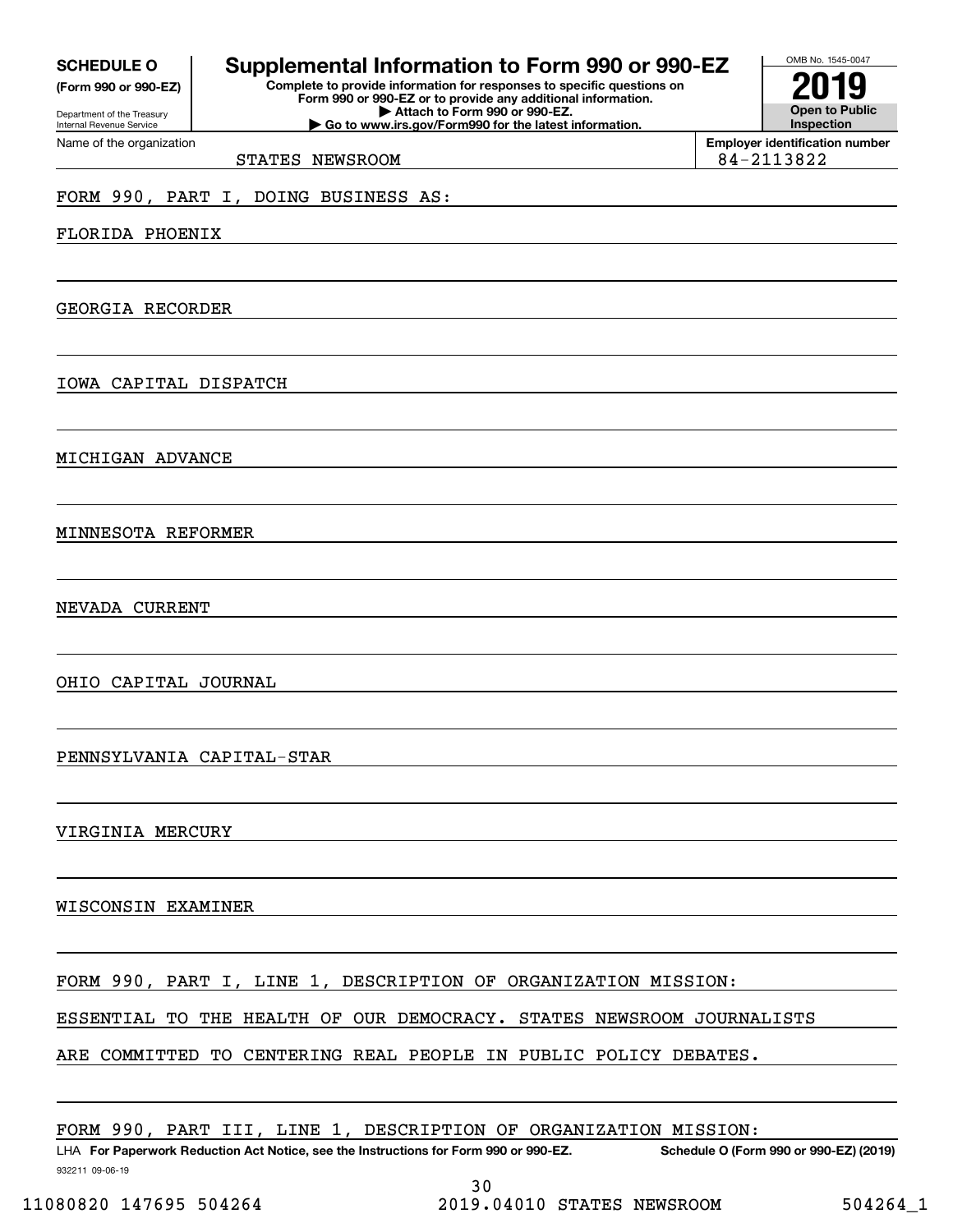**SCHEDULE O**
**(Form 990 or 990-EZ)**

Department of the Treasury
Internal Revenue Service

# Supplemental Information to Form 990 or 990-EZ

**Complete to provide information for responses to specific questions on Form 990 or 990-EZ or to provide any additional information.**
**▶ Attach to Form 990 or 990-EZ.**
**▶ Go to www.irs.gov/Form990 for the latest information.**

OMB No. 1545-0047

**2019**

**Open to Public Inspection**

Name of the organization: STATES NEWSROOM

**Employer identification number:** 84-2113822

FORM 990, PART I, DOING BUSINESS AS:

FLORIDA PHOENIX

GEORGIA RECORDER

IOWA CAPITAL DISPATCH

MICHIGAN ADVANCE

MINNESOTA REFORMER

NEVADA CURRENT

OHIO CAPITAL JOURNAL

PENNSYLVANIA CAPITAL-STAR

VIRGINIA MERCURY

WISCONSIN EXAMINER

FORM 990, PART I, LINE 1, DESCRIPTION OF ORGANIZATION MISSION:

ESSENTIAL TO THE HEALTH OF OUR DEMOCRACY. STATES NEWSROOM JOURNALISTS ARE COMMITTED TO CENTERING REAL PEOPLE IN PUBLIC POLICY DEBATES.

FORM 990, PART III, LINE 1, DESCRIPTION OF ORGANIZATION MISSION:

LHA **For Paperwork Reduction Act Notice, see the Instructions for Form 990 or 990-EZ.** **Schedule O (Form 990 or 990-EZ) (2019)**

932211 09-06-19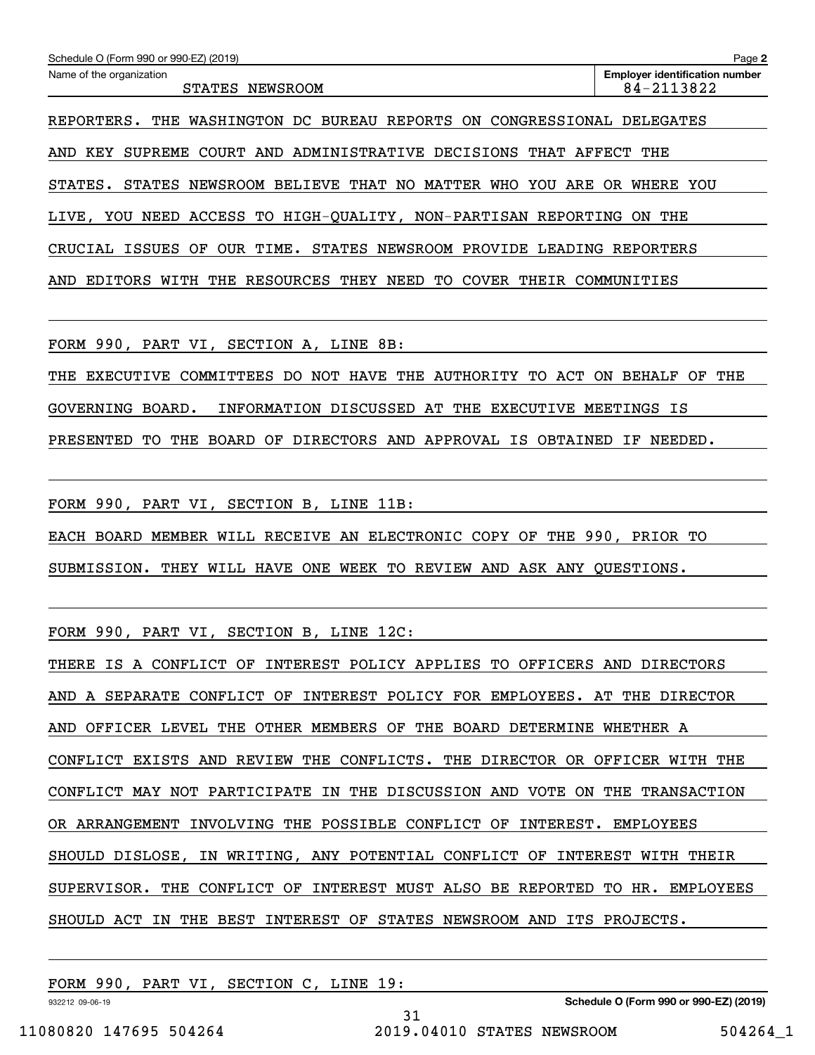REPORTERS. THE WASHINGTON DC BUREAU REPORTS ON CONGRESSIONAL DELEGATES AND KEY SUPREME COURT AND ADMINISTRATIVE DECISIONS THAT AFFECT THE STATES. STATES NEWSROOM BELIEVE THAT NO MATTER WHO YOU ARE OR WHERE YOU LIVE, YOU NEED ACCESS TO HIGH-QUALITY, NON-PARTISAN REPORTING ON THE CRUCIAL ISSUES OF OUR TIME. STATES NEWSROOM PROVIDE LEADING REPORTERS AND EDITORS WITH THE RESOURCES THEY NEED TO COVER THEIR COMMUNITIES

FORM 990, PART VI, SECTION A, LINE 8B:

THE EXECUTIVE COMMITTEES DO NOT HAVE THE AUTHORITY TO ACT ON BEHALF OF THE GOVERNING BOARD. INFORMATION DISCUSSED AT THE EXECUTIVE MEETINGS IS PRESENTED TO THE BOARD OF DIRECTORS AND APPROVAL IS OBTAINED IF NEEDED.

FORM 990, PART VI, SECTION B, LINE 11B:

EACH BOARD MEMBER WILL RECEIVE AN ELECTRONIC COPY OF THE 990, PRIOR TO SUBMISSION. THEY WILL HAVE ONE WEEK TO REVIEW AND ASK ANY QUESTIONS.

FORM 990, PART VI, SECTION B, LINE 12C:

THERE IS A CONFLICT OF INTEREST POLICY APPLIES TO OFFICERS AND DIRECTORS AND A SEPARATE CONFLICT OF INTEREST POLICY FOR EMPLOYEES. AT THE DIRECTOR AND OFFICER LEVEL THE OTHER MEMBERS OF THE BOARD DETERMINE WHETHER A CONFLICT EXISTS AND REVIEW THE CONFLICTS. THE DIRECTOR OR OFFICER WITH THE CONFLICT MAY NOT PARTICIPATE IN THE DISCUSSION AND VOTE ON THE TRANSACTION OR ARRANGEMENT INVOLVING THE POSSIBLE CONFLICT OF INTEREST. EMPLOYEES SHOULD DISLOSE, IN WRITING, ANY POTENTIAL CONFLICT OF INTEREST WITH THEIR SUPERVISOR. THE CONFLICT OF INTEREST MUST ALSO BE REPORTED TO HR. EMPLOYEES SHOULD ACT IN THE BEST INTEREST OF STATES NEWSROOM AND ITS PROJECTS.

FORM 990, PART VI, SECTION C, LINE 19: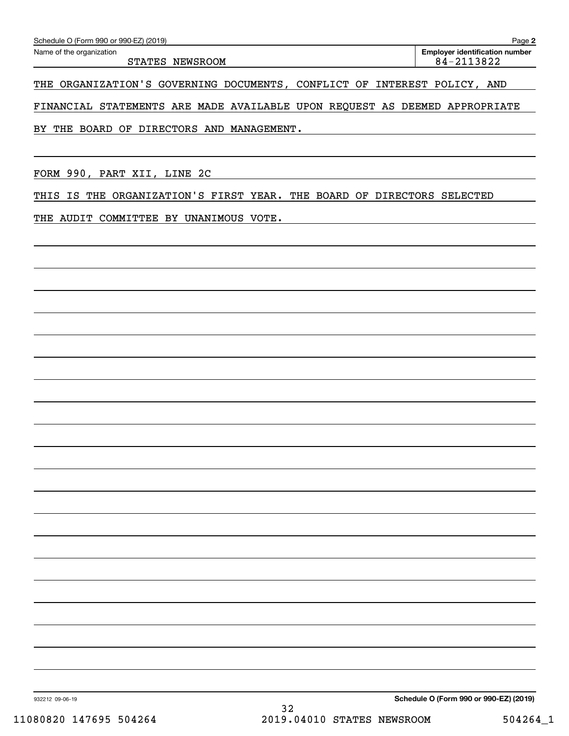Schedule O (Form 990 or 990-EZ) (2019)

| Name of the organization | Employer identification number |
|---|---|
| STATES NEWSROOM | 84-2113822 |

THE ORGANIZATION'S GOVERNING DOCUMENTS, CONFLICT OF INTEREST POLICY, AND FINANCIAL STATEMENTS ARE MADE AVAILABLE UPON REQUEST AS DEEMED APPROPRIATE BY THE BOARD OF DIRECTORS AND MANAGEMENT.

FORM 990, PART XII, LINE 2C

THIS IS THE ORGANIZATION'S FIRST YEAR. THE BOARD OF DIRECTORS SELECTED THE AUDIT COMMITTEE BY UNANIMOUS VOTE.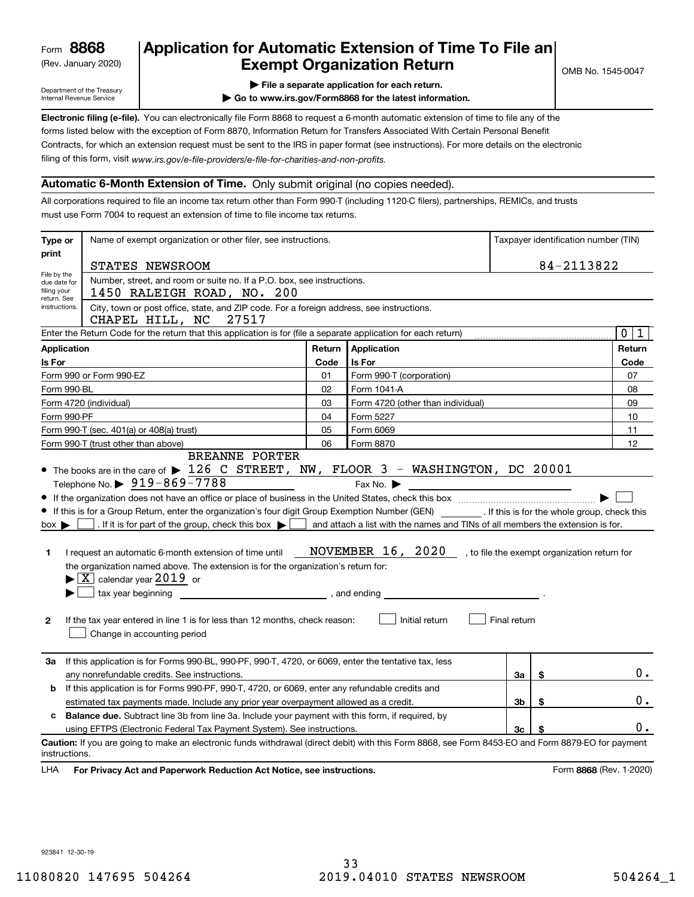Form **8868** (Rev. January 2020)

Department of the Treasury
Internal Revenue Service

# Application for Automatic Extension of Time To File an Exempt Organization Return

OMB No. 1545-0047

▶ File a separate application for each return.

▶ Go to www.irs.gov/Form8868 for the latest information.

**Electronic filing (e-file).** You can electronically file Form 8868 to request a 6-month automatic extension of time to file any of the forms listed below with the exception of Form 8870, Information Return for Transfers Associated With Certain Personal Benefit Contracts, for which an extension request must be sent to the IRS in paper format (see instructions). For more details on the electronic filing of this form, visit *www.irs.gov/e-file-providers/e-file-for-charities-and-non-profits.*

## Automatic 6-Month Extension of Time. Only submit original (no copies needed).

All corporations required to file an income tax return other than Form 990-T (including 1120-C filers), partnerships, REMICs, and trusts must use Form 7004 to request an extension of time to file income tax returns.

| | | |
|---|---|---|
| **Type or print** | Name of exempt organization or other filer, see instructions. STATES NEWSROOM | Taxpayer identification number (TIN) 84-2113822 |
| File by the due date for filing your return. See instructions. | Number, street, and room or suite no. If a P.O. box, see instructions. 1450 RALEIGH ROAD, NO. 200 | |
| | City, town or post office, state, and ZIP code. For a foreign address, see instructions. CHAPEL HILL, NC 27517 | |

Enter the Return Code for the return that this application is for (file a separate application for each return) .......... 0 1

| Application Is For | Return Code | Application Is For | Return Code |
|---|---|---|---|
| Form 990 or Form 990-EZ | 01 | Form 990-T (corporation) | 07 |
| Form 990-BL | 02 | Form 1041-A | 08 |
| Form 4720 (individual) | 03 | Form 4720 (other than individual) | 09 |
| Form 990-PF | 04 | Form 5227 | 10 |
| Form 990-T (sec. 401(a) or 408(a) trust) | 05 | Form 6069 | 11 |
| Form 990-T (trust other than above) | 06 | Form 8870 | 12 |

- The books are in the care of ▶ BREANNE PORTER 126 C STREET, NW, FLOOR 3 - WASHINGTON, DC 20001
  Telephone No. ▶ 919-869-7788 Fax No. ▶
- If the organization does not have an office or place of business in the United States, check this box .......... ▶ ☐
- If this is for a Group Return, enter the organization's four digit Group Exemption Number (GEN) ______. If this is for the whole group, check this box ▶ ☐. If it is for part of the group, check this box ▶ ☐ and attach a list with the names and TINs of all members the extension is for.

**1** I request an automatic 6-month extension of time until NOVEMBER 16, 2020, to file the exempt organization return for the organization named above. The extension is for the organization's return for:
▶ ☒ calendar year 2019 or
▶ ☐ tax year beginning ______, and ending ______.

**2** If the tax year entered in line 1 is for less than 12 months, check reason: ☐ Initial return ☐ Final return
☐ Change in accounting period

| | | | |
|---|---|---|---|
| **3a** | If this application is for Forms 990-BL, 990-PF, 990-T, 4720, or 6069, enter the tentative tax, less any nonrefundable credits. See instructions. | 3a | $ 0. |
| **b** | If this application is for Forms 990-PF, 990-T, 4720, or 6069, enter any refundable credits and estimated tax payments made. Include any prior year overpayment allowed as a credit. | 3b | $ 0. |
| **c** | **Balance due.** Subtract line 3b from line 3a. Include your payment with this form, if required, by using EFTPS (Electronic Federal Tax Payment System). See instructions. | 3c | $ 0. |

**Caution:** If you are going to make an electronic funds withdrawal (direct debit) with this Form 8868, see Form 8453-EO and Form 8879-EO for payment instructions.

LHA **For Privacy Act and Paperwork Reduction Act Notice, see instructions.** Form **8868** (Rev. 1-2020)

923841 12-30-19

11080820 147695 504264 2019.04010 STATES NEWSROOM 504264_1